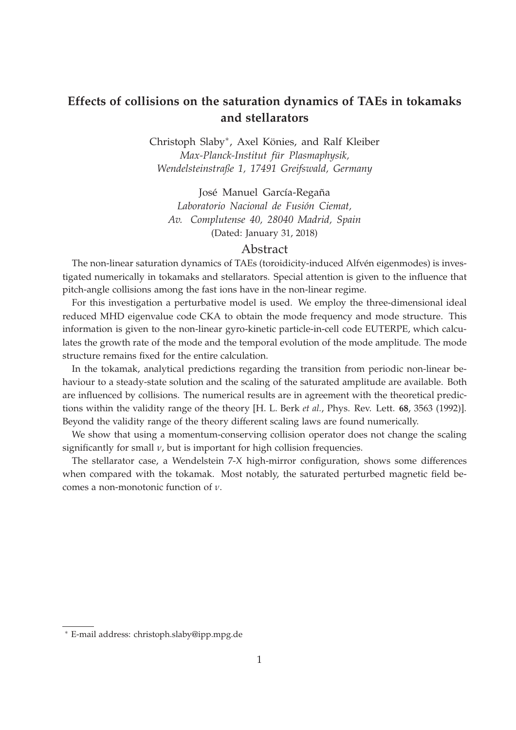# Effects of collisions on the saturation dynamics of TAEs in tokamaks and stellarators

Christoph Slaby[*], Axel Könies, and Ralf Kleiber

*Max-Planck-Institut für Plasmaphysik,*
*Wendelsteinstraße 1, 17491 Greifswald, Germany*

José Manuel García-Regaña

*Laboratorio Nacional de Fusión Ciemat,*
*Av. Complutense 40, 28040 Madrid, Spain*

(Dated: January 31, 2018)

## Abstract

The non-linear saturation dynamics of TAEs (toroidicity-induced Alfvén eigenmodes) is investigated numerically in tokamaks and stellarators. Special attention is given to the influence that pitch-angle collisions among the fast ions have in the non-linear regime.

For this investigation a perturbative model is used. We employ the three-dimensional ideal reduced MHD eigenvalue code CKA to obtain the mode frequency and mode structure. This information is given to the non-linear gyro-kinetic particle-in-cell code EUTERPE, which calculates the growth rate of the mode and the temporal evolution of the mode amplitude. The mode structure remains fixed for the entire calculation.

In the tokamak, analytical predictions regarding the transition from periodic non-linear behaviour to a steady-state solution and the scaling of the saturated amplitude are available. Both are influenced by collisions. The numerical results are in agreement with the theoretical predictions within the validity range of the theory [H. L. Berk *et al.*, Phys. Rev. Lett. **68**, 3563 (1992)]. Beyond the validity range of the theory different scaling laws are found numerically.

We show that using a momentum-conserving collision operator does not change the scaling significantly for small $\nu$, but is important for high collision frequencies.

The stellarator case, a Wendelstein 7-X high-mirror configuration, shows some differences when compared with the tokamak. Most notably, the saturated perturbed magnetic field becomes a non-monotonic function of $\nu$.

[*] E-mail address: christoph.slaby@ipp.mpg.de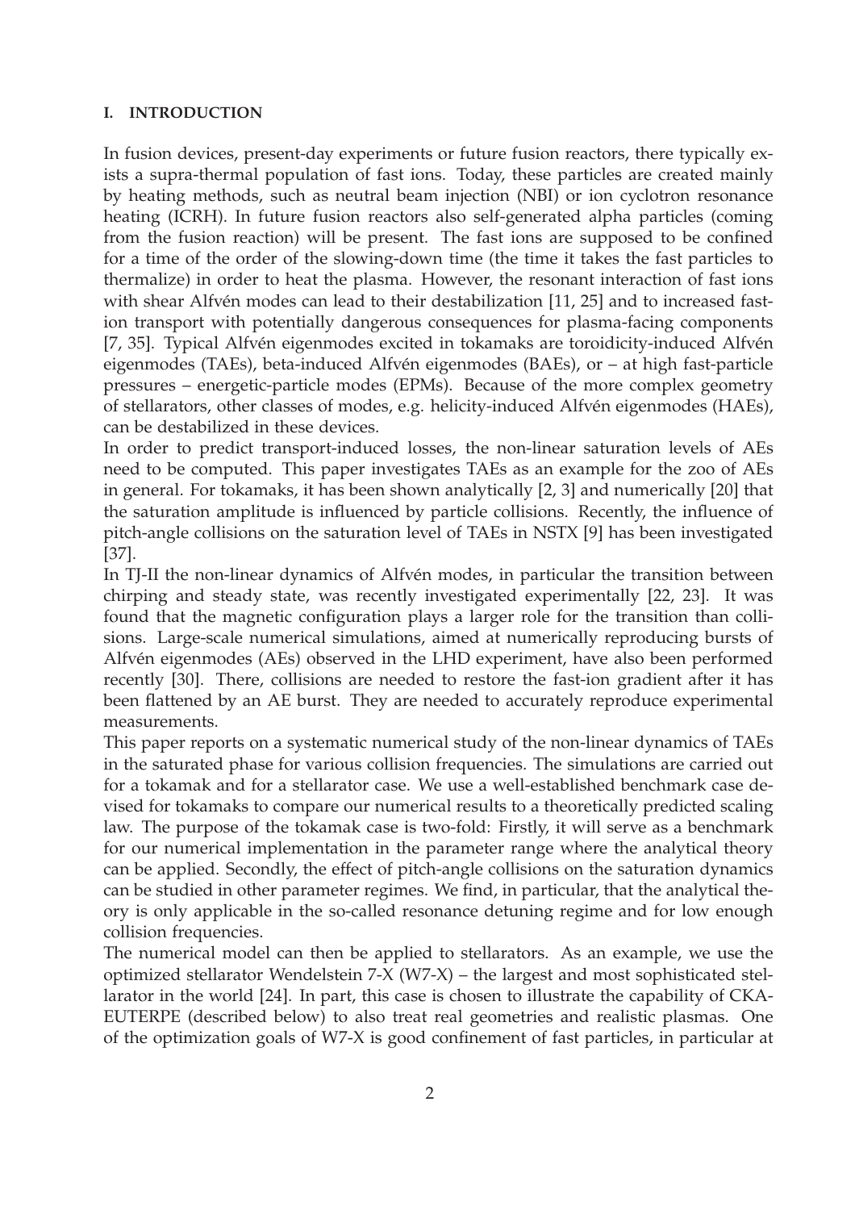## I. INTRODUCTION

In fusion devices, present-day experiments or future fusion reactors, there typically exists a supra-thermal population of fast ions. Today, these particles are created mainly by heating methods, such as neutral beam injection (NBI) or ion cyclotron resonance heating (ICRH). In future fusion reactors also self-generated alpha particles (coming from the fusion reaction) will be present. The fast ions are supposed to be confined for a time of the order of the slowing-down time (the time it takes the fast particles to thermalize) in order to heat the plasma. However, the resonant interaction of fast ions with shear Alfvén modes can lead to their destabilization [11, 25] and to increased fast-ion transport with potentially dangerous consequences for plasma-facing components [7, 35]. Typical Alfvén eigenmodes excited in tokamaks are toroidicity-induced Alfvén eigenmodes (TAEs), beta-induced Alfvén eigenmodes (BAEs), or – at high fast-particle pressures – energetic-particle modes (EPMs). Because of the more complex geometry of stellarators, other classes of modes, e.g. helicity-induced Alfvén eigenmodes (HAEs), can be destabilized in these devices.

In order to predict transport-induced losses, the non-linear saturation levels of AEs need to be computed. This paper investigates TAEs as an example for the zoo of AEs in general. For tokamaks, it has been shown analytically [2, 3] and numerically [20] that the saturation amplitude is influenced by particle collisions. Recently, the influence of pitch-angle collisions on the saturation level of TAEs in NSTX [9] has been investigated [37].

In TJ-II the non-linear dynamics of Alfvén modes, in particular the transition between chirping and steady state, was recently investigated experimentally [22, 23]. It was found that the magnetic configuration plays a larger role for the transition than collisions. Large-scale numerical simulations, aimed at numerically reproducing bursts of Alfvén eigenmodes (AEs) observed in the LHD experiment, have also been performed recently [30]. There, collisions are needed to restore the fast-ion gradient after it has been flattened by an AE burst. They are needed to accurately reproduce experimental measurements.

This paper reports on a systematic numerical study of the non-linear dynamics of TAEs in the saturated phase for various collision frequencies. The simulations are carried out for a tokamak and for a stellarator case. We use a well-established benchmark case devised for tokamaks to compare our numerical results to a theoretically predicted scaling law. The purpose of the tokamak case is two-fold: Firstly, it will serve as a benchmark for our numerical implementation in the parameter range where the analytical theory can be applied. Secondly, the effect of pitch-angle collisions on the saturation dynamics can be studied in other parameter regimes. We find, in particular, that the analytical theory is only applicable in the so-called resonance detuning regime and for low enough collision frequencies.

The numerical model can then be applied to stellarators. As an example, we use the optimized stellarator Wendelstein 7-X (W7-X) – the largest and most sophisticated stellarator in the world [24]. In part, this case is chosen to illustrate the capability of CKA-EUTERPE (described below) to also treat real geometries and realistic plasmas. One of the optimization goals of W7-X is good confinement of fast particles, in particular at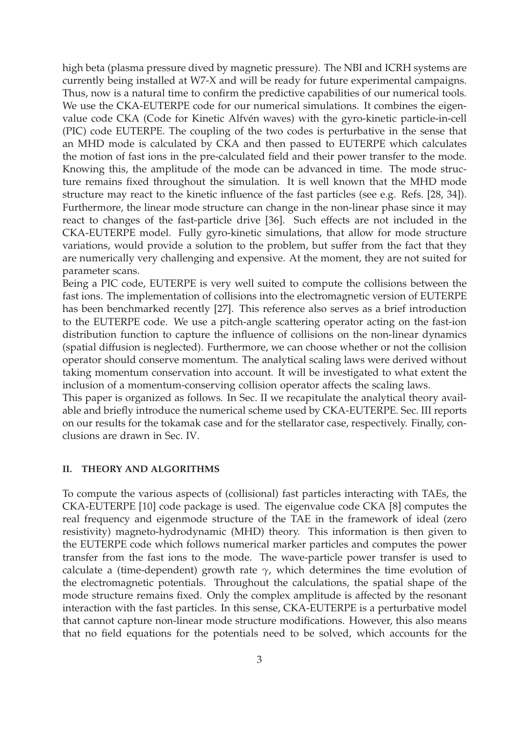high beta (plasma pressure dived by magnetic pressure). The NBI and ICRH systems are currently being installed at W7-X and will be ready for future experimental campaigns. Thus, now is a natural time to confirm the predictive capabilities of our numerical tools. We use the CKA-EUTERPE code for our numerical simulations. It combines the eigenvalue code CKA (Code for Kinetic Alfvén waves) with the gyro-kinetic particle-in-cell (PIC) code EUTERPE. The coupling of the two codes is perturbative in the sense that an MHD mode is calculated by CKA and then passed to EUTERPE which calculates the motion of fast ions in the pre-calculated field and their power transfer to the mode. Knowing this, the amplitude of the mode can be advanced in time. The mode structure remains fixed throughout the simulation. It is well known that the MHD mode structure may react to the kinetic influence of the fast particles (see e.g. Refs. [28, 34]). Furthermore, the linear mode structure can change in the non-linear phase since it may react to changes of the fast-particle drive [36]. Such effects are not included in the CKA-EUTERPE model. Fully gyro-kinetic simulations, that allow for mode structure variations, would provide a solution to the problem, but suffer from the fact that they are numerically very challenging and expensive. At the moment, they are not suited for parameter scans.

Being a PIC code, EUTERPE is very well suited to compute the collisions between the fast ions. The implementation of collisions into the electromagnetic version of EUTERPE has been benchmarked recently [27]. This reference also serves as a brief introduction to the EUTERPE code. We use a pitch-angle scattering operator acting on the fast-ion distribution function to capture the influence of collisions on the non-linear dynamics (spatial diffusion is neglected). Furthermore, we can choose whether or not the collision operator should conserve momentum. The analytical scaling laws were derived without taking momentum conservation into account. It will be investigated to what extent the inclusion of a momentum-conserving collision operator affects the scaling laws.

This paper is organized as follows. In Sec. II we recapitulate the analytical theory available and briefly introduce the numerical scheme used by CKA-EUTERPE. Sec. III reports on our results for the tokamak case and for the stellarator case, respectively. Finally, conclusions are drawn in Sec. IV.

## II. THEORY AND ALGORITHMS

To compute the various aspects of (collisional) fast particles interacting with TAEs, the CKA-EUTERPE [10] code package is used. The eigenvalue code CKA [8] computes the real frequency and eigenmode structure of the TAE in the framework of ideal (zero resistivity) magneto-hydrodynamic (MHD) theory. This information is then given to the EUTERPE code which follows numerical marker particles and computes the power transfer from the fast ions to the mode. The wave-particle power transfer is used to calculate a (time-dependent) growth rate $\gamma$, which determines the time evolution of the electromagnetic potentials. Throughout the calculations, the spatial shape of the mode structure remains fixed. Only the complex amplitude is affected by the resonant interaction with the fast particles. In this sense, CKA-EUTERPE is a perturbative model that cannot capture non-linear mode structure modifications. However, this also means that no field equations for the potentials need to be solved, which accounts for the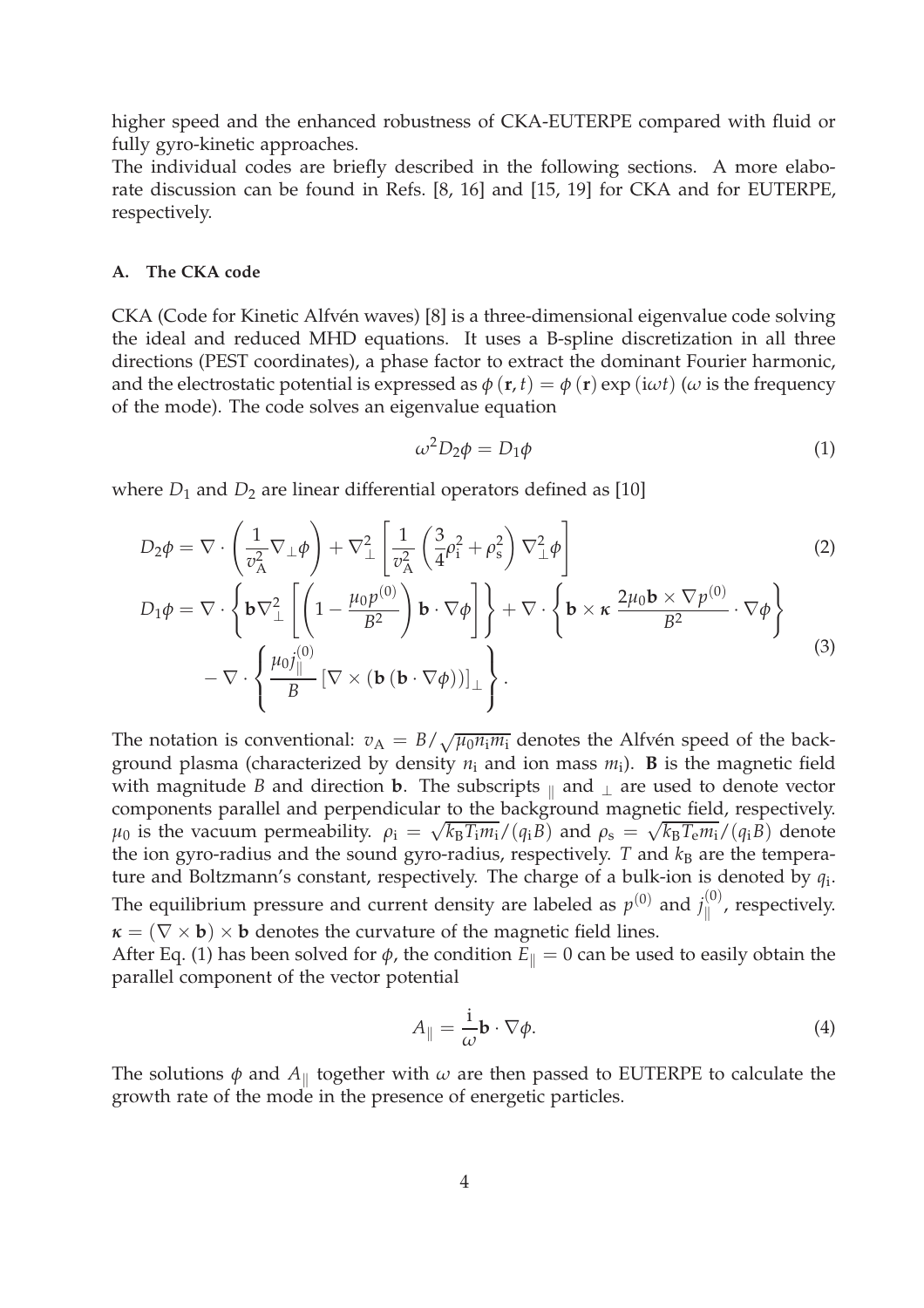higher speed and the enhanced robustness of CKA-EUTERPE compared with fluid or fully gyro-kinetic approaches.
The individual codes are briefly described in the following sections. A more elaborate discussion can be found in Refs. [8, 16] and [15, 19] for CKA and for EUTERPE, respectively.

### A. The CKA code

CKA (Code for Kinetic Alfvén waves) [8] is a three-dimensional eigenvalue code solving the ideal and reduced MHD equations. It uses a B-spline discretization in all three directions (PEST coordinates), a phase factor to extract the dominant Fourier harmonic, and the electrostatic potential is expressed as $\phi(\mathbf{r}, t) = \phi(\mathbf{r}) \exp(\mathrm{i}\omega t)$ ($\omega$ is the frequency of the mode). The code solves an eigenvalue equation

$$\omega^2 D_2 \phi = D_1 \phi \tag{1}$$

where $D_1$ and $D_2$ are linear differential operators defined as [10]

$$D_2\phi = \nabla \cdot \left( \frac{1}{v_\mathrm{A}^2} \nabla_\perp \phi \right) + \nabla_\perp^2 \left[ \frac{1}{v_\mathrm{A}^2} \left( \frac{3}{4}\rho_\mathrm{i}^2 + \rho_\mathrm{s}^2 \right) \nabla_\perp^2 \phi \right] \tag{2}$$

$$\begin{aligned} D_1\phi = {} & \nabla \cdot \left\{ \mathbf{b} \nabla_\perp^2 \left[ \left( 1 - \frac{\mu_0 p^{(0)}}{B^2} \right) \mathbf{b} \cdot \nabla \phi \right] \right\} + \nabla \cdot \left\{ \mathbf{b} \times \boldsymbol{\kappa} \, \frac{2\mu_0 \mathbf{b} \times \nabla p^{(0)}}{B^2} \cdot \nabla \phi \right\} \\ & - \nabla \cdot \left\{ \frac{\mu_0 j_\parallel^{(0)}}{B} \left[ \nabla \times \left( \mathbf{b} \left( \mathbf{b} \cdot \nabla \phi \right) \right) \right]_\perp \right\}. \end{aligned} \tag{3}$$

The notation is conventional: $v_\mathrm{A} = B/\sqrt{\mu_0 n_\mathrm{i} m_\mathrm{i}}$ denotes the Alfvén speed of the background plasma (characterized by density $n_\mathrm{i}$ and ion mass $m_\mathrm{i}$). $\mathbf{B}$ is the magnetic field with magnitude $B$ and direction $\mathbf{b}$. The subscripts $_\parallel$ and $_\perp$ are used to denote vector components parallel and perpendicular to the background magnetic field, respectively. $\mu_0$ is the vacuum permeability. $\rho_\mathrm{i} = \sqrt{k_\mathrm{B} T_\mathrm{i} m_\mathrm{i}}/(q_\mathrm{i} B)$ and $\rho_\mathrm{s} = \sqrt{k_\mathrm{B} T_\mathrm{e} m_\mathrm{i}}/(q_\mathrm{i} B)$ denote the ion gyro-radius and the sound gyro-radius, respectively. $T$ and $k_\mathrm{B}$ are the temperature and Boltzmann's constant, respectively. The charge of a bulk-ion is denoted by $q_\mathrm{i}$. The equilibrium pressure and current density are labeled as $p^{(0)}$ and $j_\parallel^{(0)}$, respectively. $\boldsymbol{\kappa} = (\nabla \times \mathbf{b}) \times \mathbf{b}$ denotes the curvature of the magnetic field lines.
After Eq. (1) has been solved for $\phi$, the condition $E_\parallel = 0$ can be used to easily obtain the parallel component of the vector potential

$$A_\parallel = \frac{\mathrm{i}}{\omega} \mathbf{b} \cdot \nabla \phi. \tag{4}$$

The solutions $\phi$ and $A_\parallel$ together with $\omega$ are then passed to EUTERPE to calculate the growth rate of the mode in the presence of energetic particles.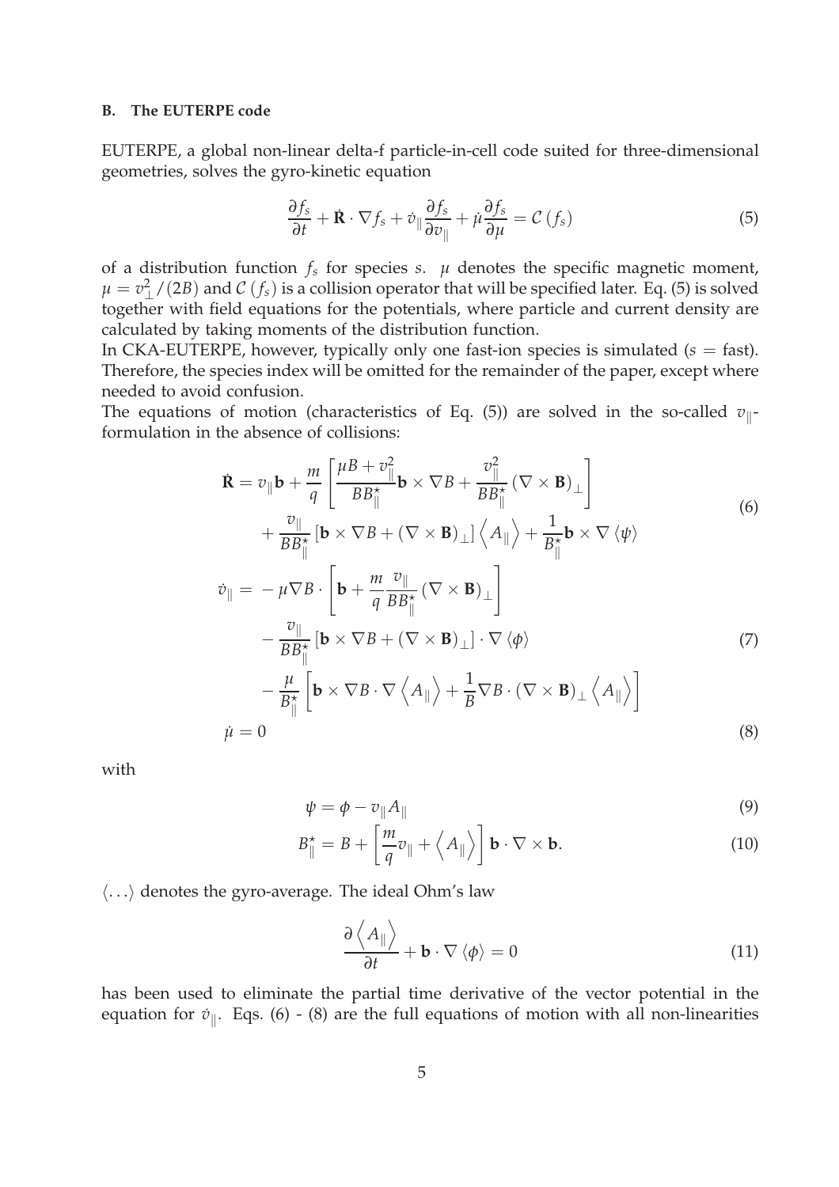### B. The EUTERPE code

EUTERPE, a global non-linear delta-f particle-in-cell code suited for three-dimensional geometries, solves the gyro-kinetic equation

$$\frac{\partial f_s}{\partial t} + \dot{\mathbf{R}} \cdot \nabla f_s + \dot{v}_\parallel \frac{\partial f_s}{\partial v_\parallel} + \dot{\mu} \frac{\partial f_s}{\partial \mu} = \mathcal{C}\left(f_s\right) \tag{5}$$

of a distribution function $f_s$ for species $s$. $\mu$ denotes the specific magnetic moment, $\mu = v_\perp^2/(2B)$ and $\mathcal{C}\left(f_s\right)$ is a collision operator that will be specified later. Eq. (5) is solved together with field equations for the potentials, where particle and current density are calculated by taking moments of the distribution function.

In CKA-EUTERPE, however, typically only one fast-ion species is simulated ($s$ = fast). Therefore, the species index will be omitted for the remainder of the paper, except where needed to avoid confusion.

The equations of motion (characteristics of Eq. (5)) are solved in the so-called $v_\parallel$-formulation in the absence of collisions:

$$\begin{aligned}
\dot{\mathbf{R}} = {} & v_\parallel \mathbf{b} + \frac{m}{q}\left[\frac{\mu B + v_\parallel^2}{B B_\parallel^\star} \mathbf{b} \times \nabla B + \frac{v_\parallel^2}{B B_\parallel^\star}\left(\nabla \times \mathbf{B}\right)_\perp\right] \\
& + \frac{v_\parallel}{B B_\parallel^\star}\left[\mathbf{b} \times \nabla B + \left(\nabla \times \mathbf{B}\right)_\perp\right]\left\langle A_\parallel \right\rangle + \frac{1}{B_\parallel^\star} \mathbf{b} \times \nabla \left\langle \psi \right\rangle
\end{aligned} \tag{6}$$

$$\begin{aligned}
\dot{v}_\parallel = {} & -\mu \nabla B \cdot \left[\mathbf{b} + \frac{m}{q}\frac{v_\parallel}{B B_\parallel^\star}\left(\nabla \times \mathbf{B}\right)_\perp\right] \\
& - \frac{v_\parallel}{B B_\parallel^\star}\left[\mathbf{b} \times \nabla B + \left(\nabla \times \mathbf{B}\right)_\perp\right] \cdot \nabla \left\langle \phi \right\rangle \\
& - \frac{\mu}{B_\parallel^\star}\left[\mathbf{b} \times \nabla B \cdot \nabla \left\langle A_\parallel \right\rangle + \frac{1}{B} \nabla B \cdot \left(\nabla \times \mathbf{B}\right)_\perp \left\langle A_\parallel \right\rangle\right]
\end{aligned} \tag{7}$$

$$\dot{\mu} = 0 \tag{8}$$

with

$$\psi = \phi - v_\parallel A_\parallel \tag{9}$$

$$B_\parallel^\star = B + \left[\frac{m}{q} v_\parallel + \left\langle A_\parallel \right\rangle\right] \mathbf{b} \cdot \nabla \times \mathbf{b}. \tag{10}$$

$\langle \ldots \rangle$ denotes the gyro-average. The ideal Ohm's law

$$\frac{\partial \left\langle A_\parallel \right\rangle}{\partial t} + \mathbf{b} \cdot \nabla \left\langle \phi \right\rangle = 0 \tag{11}$$

has been used to eliminate the partial time derivative of the vector potential in the equation for $\dot{v}_\parallel$. Eqs. (6) - (8) are the full equations of motion with all non-linearities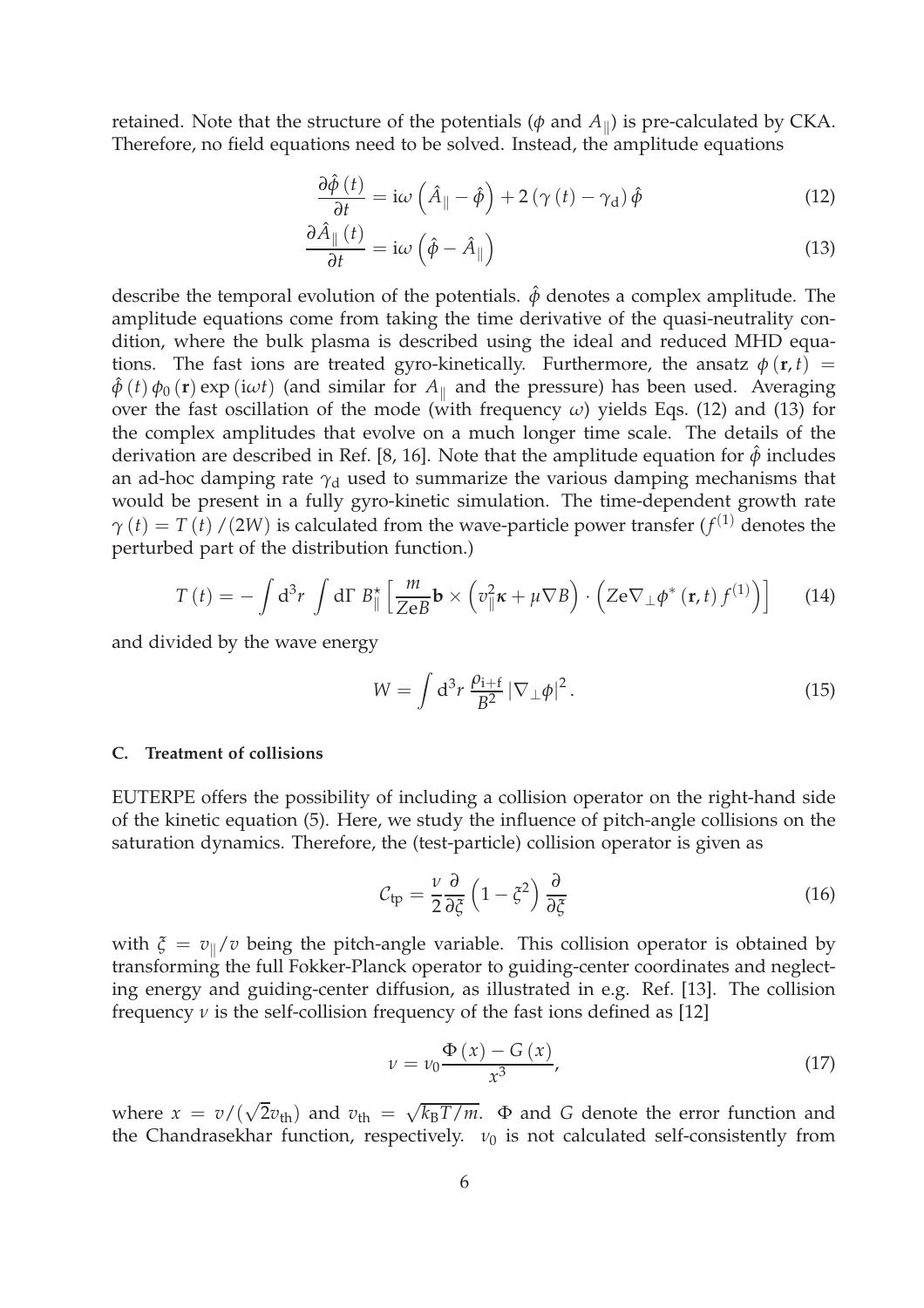retained. Note that the structure of the potentials ($\phi$ and $A_\parallel$) is pre-calculated by CKA. Therefore, no field equations need to be solved. Instead, the amplitude equations

$$\frac{\partial \hat{\phi}(t)}{\partial t} = \mathrm{i}\omega\left(\hat{A}_\parallel - \hat{\phi}\right) + 2\left(\gamma(t) - \gamma_\mathrm{d}\right)\hat{\phi} \tag{12}$$

$$\frac{\partial \hat{A}_\parallel(t)}{\partial t} = \mathrm{i}\omega\left(\hat{\phi} - \hat{A}_\parallel\right) \tag{13}$$

describe the temporal evolution of the potentials. $\hat{\phi}$ denotes a complex amplitude. The amplitude equations come from taking the time derivative of the quasi-neutrality condition, where the bulk plasma is described using the ideal and reduced MHD equations. The fast ions are treated gyro-kinetically. Furthermore, the ansatz $\phi(\mathbf{r},t) = \hat{\phi}(t)\,\phi_0(\mathbf{r})\exp(\mathrm{i}\omega t)$ (and similar for $A_\parallel$ and the pressure) has been used. Averaging over the fast oscillation of the mode (with frequency $\omega$) yields Eqs. (12) and (13) for the complex amplitudes that evolve on a much longer time scale. The details of the derivation are described in Ref. [8, 16]. Note that the amplitude equation for $\hat{\phi}$ includes an ad-hoc damping rate $\gamma_\mathrm{d}$ used to summarize the various damping mechanisms that would be present in a fully gyro-kinetic simulation. The time-dependent growth rate $\gamma(t) = T(t)/(2W)$ is calculated from the wave-particle power transfer ($f^{(1)}$ denotes the perturbed part of the distribution function.)

$$T(t) = -\int \mathrm{d}^3r \int \mathrm{d}\Gamma\, B_\parallel^\star \left[\frac{m}{ZeB}\mathbf{b} \times \left(v_\parallel^2 \boldsymbol{\kappa} + \mu \nabla B\right) \cdot \left(Ze\nabla_\perp \phi^*(\mathbf{r},t)\, f^{(1)}\right)\right] \tag{14}$$

and divided by the wave energy

$$W = \int \mathrm{d}^3r\, \frac{\rho_{\mathrm{i+f}}}{B^2}\left|\nabla_\perp \phi\right|^2. \tag{15}$$

### C. Treatment of collisions

EUTERPE offers the possibility of including a collision operator on the right-hand side of the kinetic equation (5). Here, we study the influence of pitch-angle collisions on the saturation dynamics. Therefore, the (test-particle) collision operator is given as

$$\mathcal{C}_\mathrm{tp} = \frac{\nu}{2}\frac{\partial}{\partial \xi}\left(1 - \xi^2\right)\frac{\partial}{\partial \xi} \tag{16}$$

with $\xi = v_\parallel / v$ being the pitch-angle variable. This collision operator is obtained by transforming the full Fokker-Planck operator to guiding-center coordinates and neglecting energy and guiding-center diffusion, as illustrated in e.g. Ref. [13]. The collision frequency $\nu$ is the self-collision frequency of the fast ions defined as [12]

$$\nu = \nu_0 \frac{\Phi(x) - G(x)}{x^3}, \tag{17}$$

where $x = v/(\sqrt{2}v_\mathrm{th})$ and $v_\mathrm{th} = \sqrt{k_\mathrm{B}T/m}$. $\Phi$ and $G$ denote the error function and the Chandrasekhar function, respectively. $\nu_0$ is not calculated self-consistently from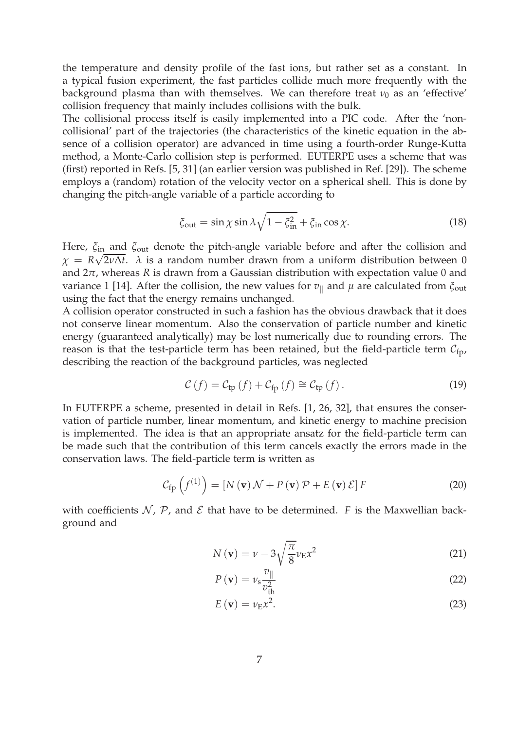the temperature and density profile of the fast ions, but rather set as a constant. In a typical fusion experiment, the fast particles collide much more frequently with the background plasma than with themselves. We can therefore treat $\nu_0$ as an 'effective' collision frequency that mainly includes collisions with the bulk.

The collisional process itself is easily implemented into a PIC code. After the 'non-collisional' part of the trajectories (the characteristics of the kinetic equation in the absence of a collision operator) are advanced in time using a fourth-order Runge-Kutta method, a Monte-Carlo collision step is performed. EUTERPE uses a scheme that was (first) reported in Refs. [5, 31] (an earlier version was published in Ref. [29]). The scheme employs a (random) rotation of the velocity vector on a spherical shell. This is done by changing the pitch-angle variable of a particle according to

$$\xi_{\text{out}} = \sin\chi \sin\lambda \sqrt{1-\xi_{\text{in}}^2} + \xi_{\text{in}} \cos\chi. \tag{18}$$

Here, $\xi_{\text{in}}$ and $\xi_{\text{out}}$ denote the pitch-angle variable before and after the collision and $\chi = R\sqrt{2\nu\Delta t}$. $\lambda$ is a random number drawn from a uniform distribution between 0 and $2\pi$, whereas $R$ is drawn from a Gaussian distribution with expectation value 0 and variance 1 [14]. After the collision, the new values for $v_\parallel$ and $\mu$ are calculated from $\xi_{\text{out}}$ using the fact that the energy remains unchanged.

A collision operator constructed in such a fashion has the obvious drawback that it does not conserve linear momentum. Also the conservation of particle number and kinetic energy (guaranteed analytically) may be lost numerically due to rounding errors. The reason is that the test-particle term has been retained, but the field-particle term $\mathcal{C}_{\text{fp}}$, describing the reaction of the background particles, was neglected

$$\mathcal{C}(f) = \mathcal{C}_{\text{tp}}(f) + \mathcal{C}_{\text{fp}}(f) \cong \mathcal{C}_{\text{tp}}(f). \tag{19}$$

In EUTERPE a scheme, presented in detail in Refs. [1, 26, 32], that ensures the conservation of particle number, linear momentum, and kinetic energy to machine precision is implemented. The idea is that an appropriate ansatz for the field-particle term can be made such that the contribution of this term cancels exactly the errors made in the conservation laws. The field-particle term is written as

$$\mathcal{C}_{\text{fp}}\left(f^{(1)}\right) = \left[N(\mathbf{v})\,\mathcal{N} + P(\mathbf{v})\,\mathcal{P} + E(\mathbf{v})\,\mathcal{E}\right] F \tag{20}$$

with coefficients $\mathcal{N}$, $\mathcal{P}$, and $\mathcal{E}$ that have to be determined. $F$ is the Maxwellian background and

$$N(\mathbf{v}) = \nu - 3\sqrt{\frac{\pi}{8}}\nu_{\text{E}} x^2 \tag{21}$$

$$P(\mathbf{v}) = \nu_{\text{s}} \frac{v_\parallel}{v_{\text{th}}^2} \tag{22}$$

$$E(\mathbf{v}) = \nu_{\text{E}} x^2. \tag{23}$$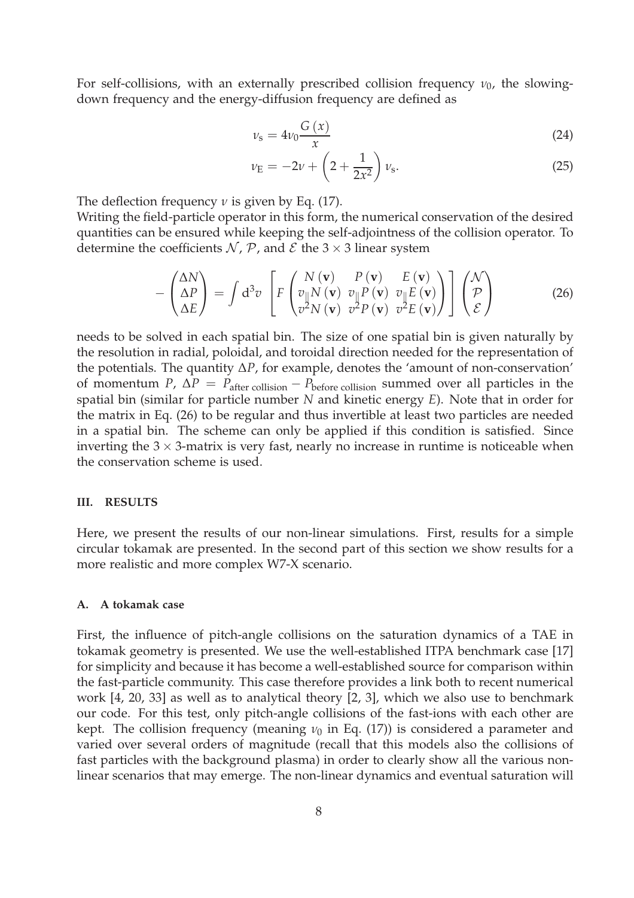For self-collisions, with an externally prescribed collision frequency $\nu_0$, the slowing-down frequency and the energy-diffusion frequency are defined as

$$\nu_{\mathrm{s}} = 4\nu_0 \frac{G(x)}{x} \tag{24}$$

$$\nu_{\mathrm{E}} = -2\nu + \left(2 + \frac{1}{2x^2}\right)\nu_{\mathrm{s}}. \tag{25}$$

The deflection frequency $\nu$ is given by Eq. (17).

Writing the field-particle operator in this form, the numerical conservation of the desired quantities can be ensured while keeping the self-adjointness of the collision operator. To determine the coefficients $\mathcal{N}$, $\mathcal{P}$, and $\mathcal{E}$ the $3 \times 3$ linear system

$$-\begin{pmatrix} \Delta N \\ \Delta P \\ \Delta E \end{pmatrix} = \int \mathrm{d}^3 v \left[ F \begin{pmatrix} N(\mathbf{v}) & P(\mathbf{v}) & E(\mathbf{v}) \\ v_{\parallel} N(\mathbf{v}) & v_{\parallel} P(\mathbf{v}) & v_{\parallel} E(\mathbf{v}) \\ v^2 N(\mathbf{v}) & v^2 P(\mathbf{v}) & v^2 E(\mathbf{v}) \end{pmatrix} \right] \begin{pmatrix} \mathcal{N} \\ \mathcal{P} \\ \mathcal{E} \end{pmatrix} \tag{26}$$

needs to be solved in each spatial bin. The size of one spatial bin is given naturally by the resolution in radial, poloidal, and toroidal direction needed for the representation of the potentials. The quantity $\Delta P$, for example, denotes the 'amount of non-conservation' of momentum $P$, $\Delta P = P_{\text{after collision}} - P_{\text{before collision}}$ summed over all particles in the spatial bin (similar for particle number $N$ and kinetic energy $E$). Note that in order for the matrix in Eq. (26) to be regular and thus invertible at least two particles are needed in a spatial bin. The scheme can only be applied if this condition is satisfied. Since inverting the $3 \times 3$-matrix is very fast, nearly no increase in runtime is noticeable when the conservation scheme is used.

## III. RESULTS

Here, we present the results of our non-linear simulations. First, results for a simple circular tokamak are presented. In the second part of this section we show results for a more realistic and more complex W7-X scenario.

### A. A tokamak case

First, the influence of pitch-angle collisions on the saturation dynamics of a TAE in tokamak geometry is presented. We use the well-established ITPA benchmark case [17] for simplicity and because it has become a well-established source for comparison within the fast-particle community. This case therefore provides a link both to recent numerical work [4, 20, 33] as well as to analytical theory [2, 3], which we also use to benchmark our code. For this test, only pitch-angle collisions of the fast-ions with each other are kept. The collision frequency (meaning $\nu_0$ in Eq. (17)) is considered a parameter and varied over several orders of magnitude (recall that this models also the collisions of fast particles with the background plasma) in order to clearly show all the various non-linear scenarios that may emerge. The non-linear dynamics and eventual saturation will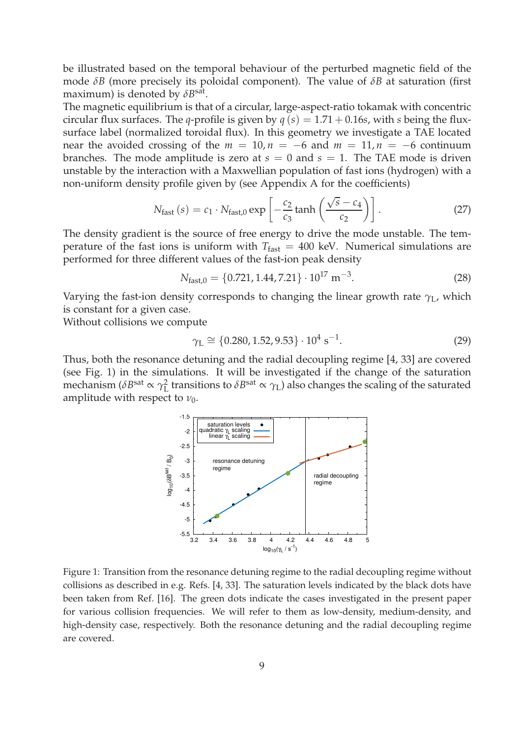be illustrated based on the temporal behaviour of the perturbed magnetic field of the mode $\delta B$ (more precisely its poloidal component). The value of $\delta B$ at saturation (first maximum) is denoted by $\delta B^{\mathrm{sat}}$.

The magnetic equilibrium is that of a circular, large-aspect-ratio tokamak with concentric circular flux surfaces. The $q$-profile is given by $q(s) = 1.71 + 0.16s$, with $s$ being the flux-surface label (normalized toroidal flux). In this geometry we investigate a TAE located near the avoided crossing of the $m = 10, n = -6$ and $m = 11, n = -6$ continuum branches. The mode amplitude is zero at $s = 0$ and $s = 1$. The TAE mode is driven unstable by the interaction with a Maxwellian population of fast ions (hydrogen) with a non-uniform density profile given by (see Appendix A for the coefficients)

$$N_{\mathrm{fast}}(s) = c_1 \cdot N_{\mathrm{fast},0} \exp\left[-\frac{c_2}{c_3} \tanh\left(\frac{\sqrt{s} - c_4}{c_2}\right)\right]. \tag{27}$$

The density gradient is the source of free energy to drive the mode unstable. The temperature of the fast ions is uniform with $T_{\mathrm{fast}} = 400$ keV. Numerical simulations are performed for three different values of the fast-ion peak density

$$N_{\mathrm{fast},0} = \{0.721, 1.44, 7.21\} \cdot 10^{17}\ \mathrm{m}^{-3}. \tag{28}$$

Varying the fast-ion density corresponds to changing the linear growth rate $\gamma_{\mathrm{L}}$, which is constant for a given case.

Without collisions we compute

$$\gamma_{\mathrm{L}} \cong \{0.280, 1.52, 9.53\} \cdot 10^4\ \mathrm{s}^{-1}. \tag{29}$$

Thus, both the resonance detuning and the radial decoupling regime [4, 33] are covered (see Fig. 1) in the simulations. It will be investigated if the change of the saturation mechanism ($\delta B^{\mathrm{sat}} \propto \gamma_{\mathrm{L}}^2$ transitions to $\delta B^{\mathrm{sat}} \propto \gamma_{\mathrm{L}}$) also changes the scaling of the saturated amplitude with respect to $\nu_0$.

Figure 1: Transition from the resonance detuning regime to the radial decoupling regime without collisions as described in e.g. Refs. [4, 33]. The saturation levels indicated by the black dots have been taken from Ref. [16]. The green dots indicate the cases investigated in the present paper for various collision frequencies. We will refer to them as low-density, medium-density, and high-density case, respectively. Both the resonance detuning and the radial decoupling regime are covered.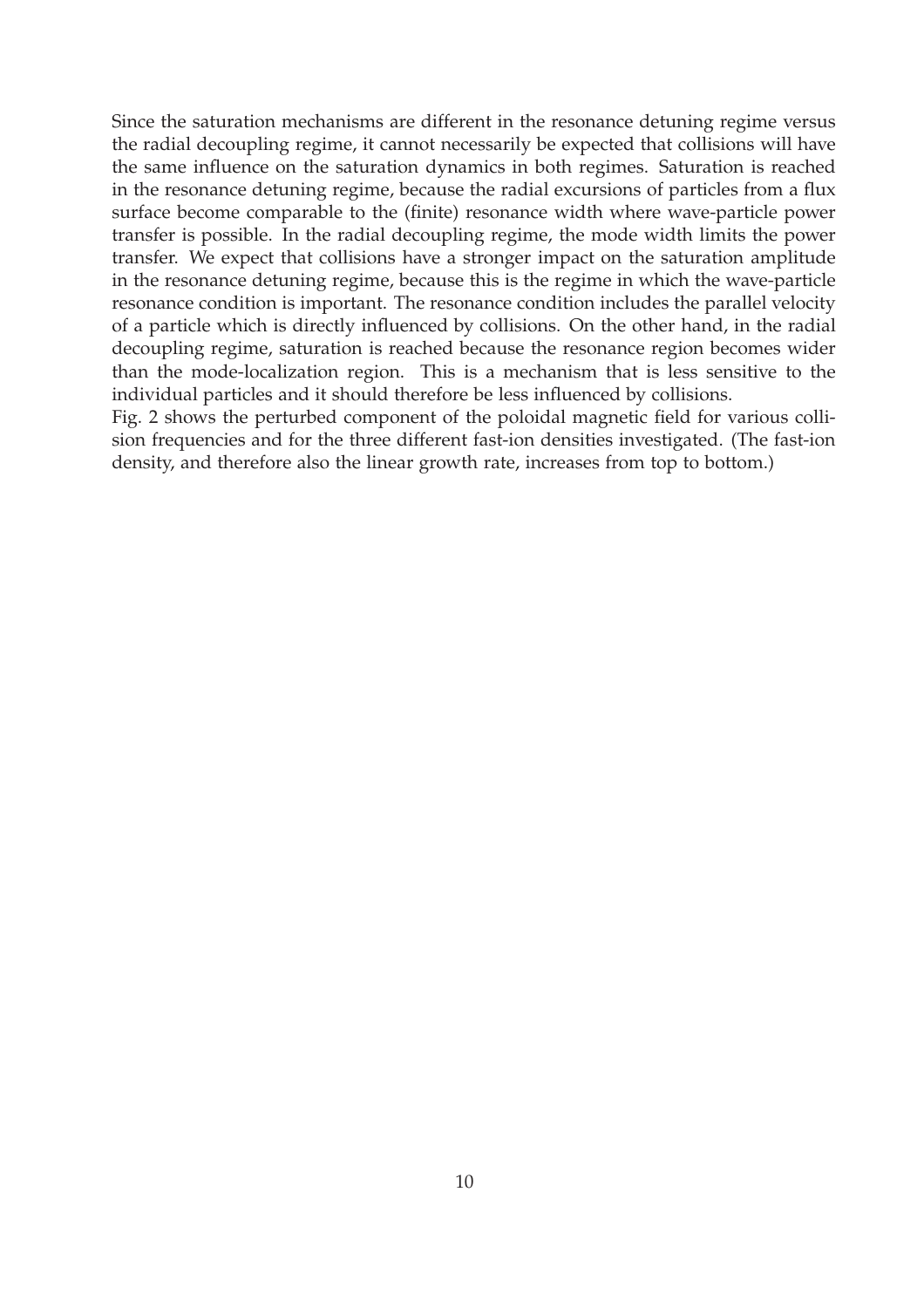Since the saturation mechanisms are different in the resonance detuning regime versus the radial decoupling regime, it cannot necessarily be expected that collisions will have the same influence on the saturation dynamics in both regimes. Saturation is reached in the resonance detuning regime, because the radial excursions of particles from a flux surface become comparable to the (finite) resonance width where wave-particle power transfer is possible. In the radial decoupling regime, the mode width limits the power transfer. We expect that collisions have a stronger impact on the saturation amplitude in the resonance detuning regime, because this is the regime in which the wave-particle resonance condition is important. The resonance condition includes the parallel velocity of a particle which is directly influenced by collisions. On the other hand, in the radial decoupling regime, saturation is reached because the resonance region becomes wider than the mode-localization region. This is a mechanism that is less sensitive to the individual particles and it should therefore be less influenced by collisions.

Fig. 2 shows the perturbed component of the poloidal magnetic field for various collision frequencies and for the three different fast-ion densities investigated. (The fast-ion density, and therefore also the linear growth rate, increases from top to bottom.)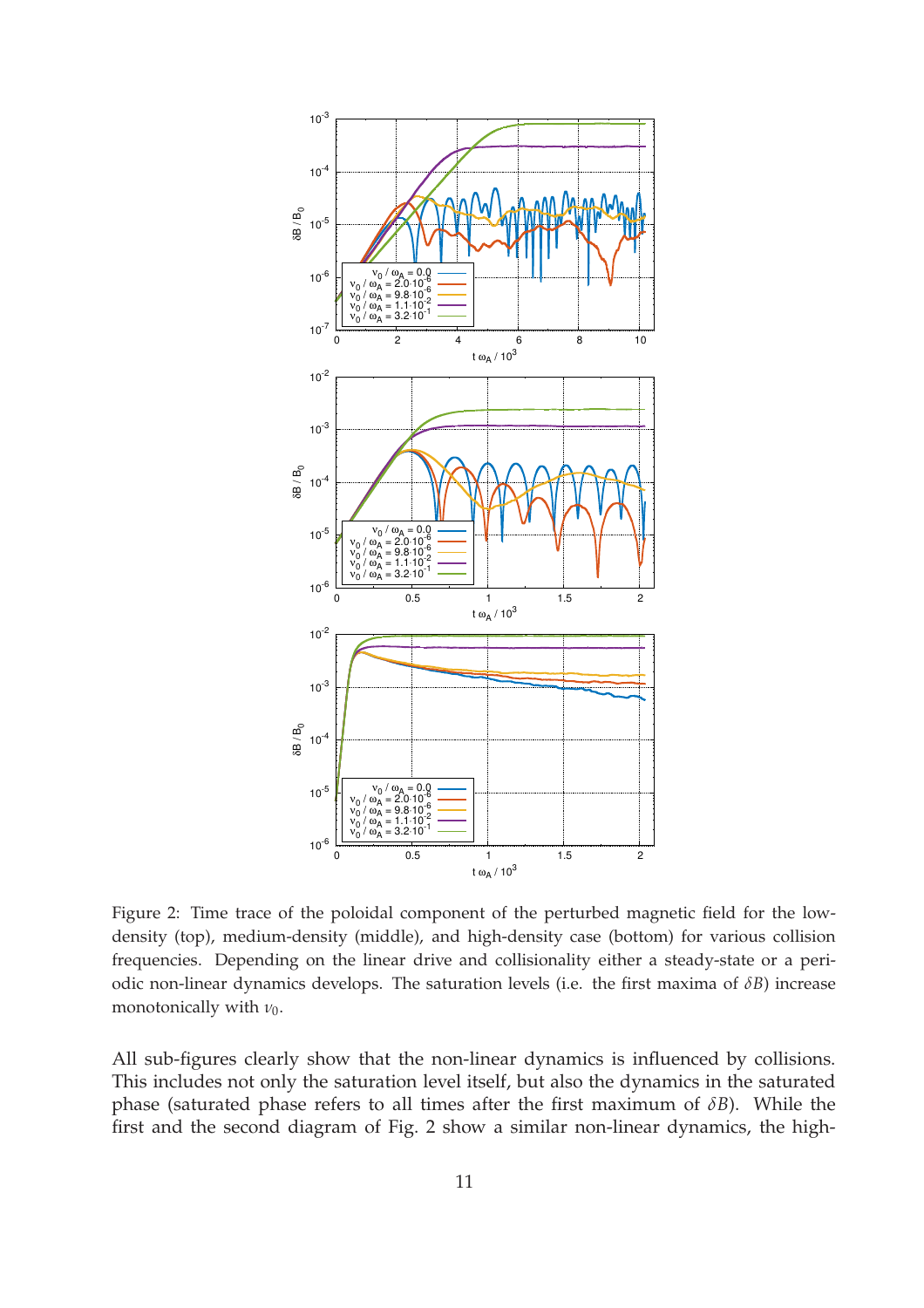Figure 2: Time trace of the poloidal component of the perturbed magnetic field for the low-density (top), medium-density (middle), and high-density case (bottom) for various collision frequencies. Depending on the linear drive and collisionality either a steady-state or a periodic non-linear dynamics develops. The saturation levels (i.e. the first maxima of $\delta B$) increase monotonically with $\nu_0$.

All sub-figures clearly show that the non-linear dynamics is influenced by collisions. This includes not only the saturation level itself, but also the dynamics in the saturated phase (saturated phase refers to all times after the first maximum of $\delta B$). While the first and the second diagram of Fig. 2 show a similar non-linear dynamics, the high-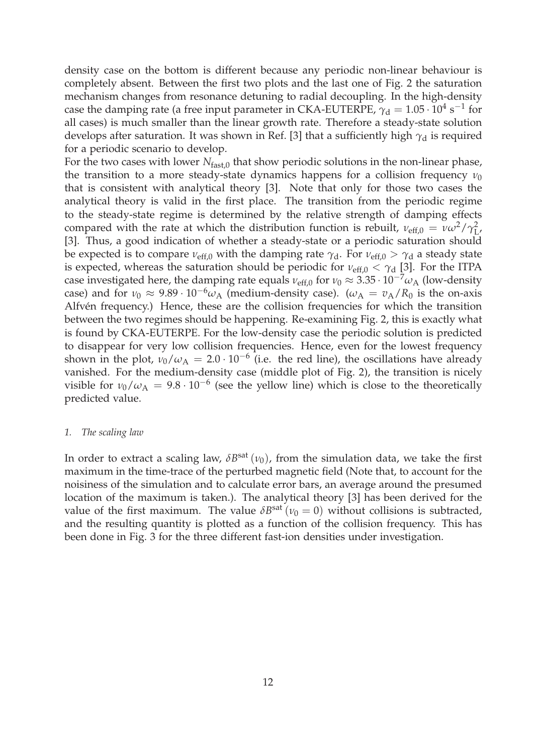density case on the bottom is different because any periodic non-linear behaviour is completely absent. Between the first two plots and the last one of Fig. 2 the saturation mechanism changes from resonance detuning to radial decoupling. In the high-density case the damping rate (a free input parameter in CKA-EUTERPE, $\gamma_d = 1.05 \cdot 10^4\ \mathrm{s}^{-1}$ for all cases) is much smaller than the linear growth rate. Therefore a steady-state solution develops after saturation. It was shown in Ref. [3] that a sufficiently high $\gamma_d$ is required for a periodic scenario to develop.

For the two cases with lower $N_{\mathrm{fast},0}$ that show periodic solutions in the non-linear phase, the transition to a more steady-state dynamics happens for a collision frequency $\nu_0$ that is consistent with analytical theory [3]. Note that only for those two cases the analytical theory is valid in the first place. The transition from the periodic regime to the steady-state regime is determined by the relative strength of damping effects compared with the rate at which the distribution function is rebuilt, $\nu_{\mathrm{eff},0} = \nu\omega^2/\gamma_L^2$, [3]. Thus, a good indication of whether a steady-state or a periodic saturation should be expected is to compare $\nu_{\mathrm{eff},0}$ with the damping rate $\gamma_d$. For $\nu_{\mathrm{eff},0} > \gamma_d$ a steady state is expected, whereas the saturation should be periodic for $\nu_{\mathrm{eff},0} < \gamma_d$ [3]. For the ITPA case investigated here, the damping rate equals $\nu_{\mathrm{eff},0}$ for $\nu_0 \approx 3.35 \cdot 10^{-7}\omega_A$ (low-density case) and for $\nu_0 \approx 9.89 \cdot 10^{-6}\omega_A$ (medium-density case). ($\omega_A = v_A/R_0$ is the on-axis Alfvén frequency.) Hence, these are the collision frequencies for which the transition between the two regimes should be happening. Re-examining Fig. 2, this is exactly what is found by CKA-EUTERPE. For the low-density case the periodic solution is predicted to disappear for very low collision frequencies. Hence, even for the lowest frequency shown in the plot, $\nu_0/\omega_A = 2.0 \cdot 10^{-6}$ (i.e. the red line), the oscillations have already vanished. For the medium-density case (middle plot of Fig. 2), the transition is nicely visible for $\nu_0/\omega_A = 9.8 \cdot 10^{-6}$ (see the yellow line) which is close to the theoretically predicted value.

### *1. The scaling law*

In order to extract a scaling law, $\delta B^{\mathrm{sat}}(\nu_0)$, from the simulation data, we take the first maximum in the time-trace of the perturbed magnetic field (Note that, to account for the noisiness of the simulation and to calculate error bars, an average around the presumed location of the maximum is taken.). The analytical theory [3] has been derived for the value of the first maximum. The value $\delta B^{\mathrm{sat}}(\nu_0 = 0)$ without collisions is subtracted, and the resulting quantity is plotted as a function of the collision frequency. This has been done in Fig. 3 for the three different fast-ion densities under investigation.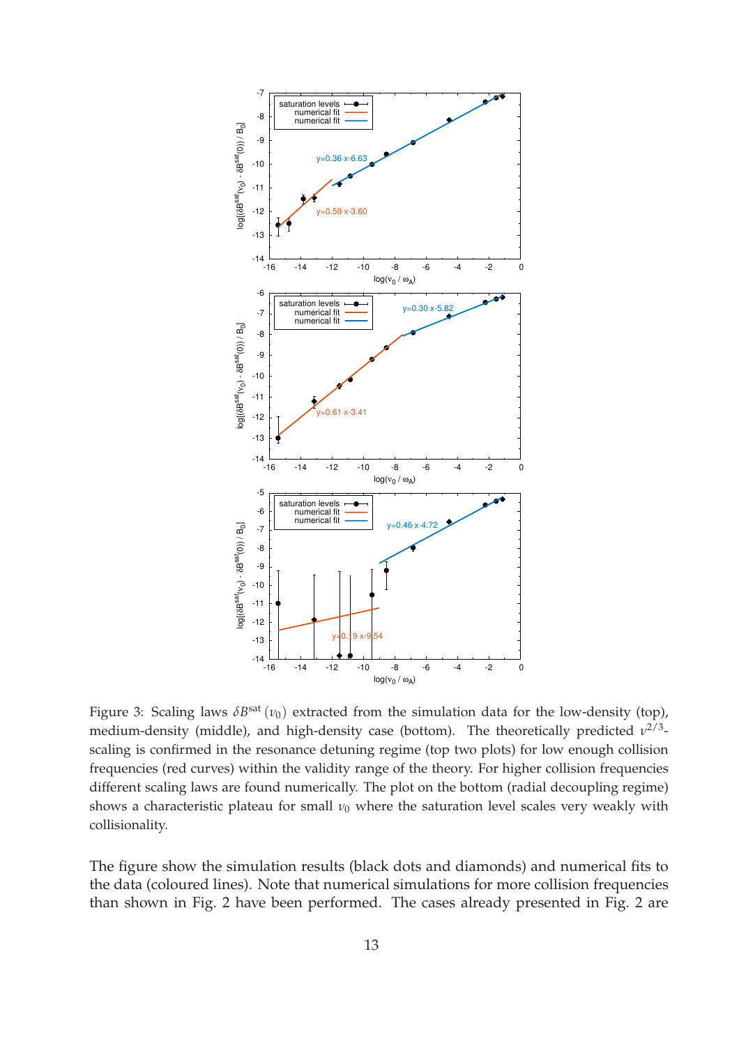Figure 3: Scaling laws $\delta B^{\mathrm{sat}}(\nu_0)$ extracted from the simulation data for the low-density (top), medium-density (middle), and high-density case (bottom). The theoretically predicted $\nu^{2/3}$-scaling is confirmed in the resonance detuning regime (top two plots) for low enough collision frequencies (red curves) within the validity range of the theory. For higher collision frequencies different scaling laws are found numerically. The plot on the bottom (radial decoupling regime) shows a characteristic plateau for small $\nu_0$ where the saturation level scales very weakly with collisionality.

The figure show the simulation results (black dots and diamonds) and numerical fits to the data (coloured lines). Note that numerical simulations for more collision frequencies than shown in Fig. 2 have been performed. The cases already presented in Fig. 2 are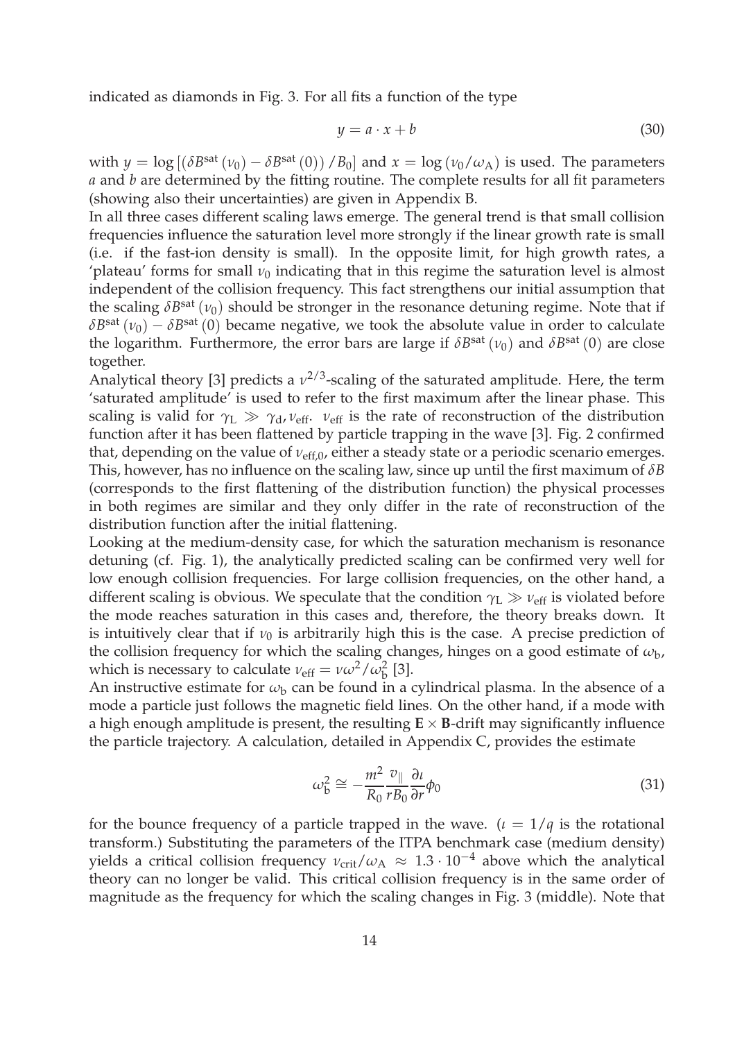indicated as diamonds in Fig. 3. For all fits a function of the type

$$y = a \cdot x + b \tag{30}$$

with $y = \log\left[\left(\delta B^{\text{sat}}(\nu_0) - \delta B^{\text{sat}}(0)\right)/B_0\right]$ and $x = \log(\nu_0/\omega_A)$ is used. The parameters $a$ and $b$ are determined by the fitting routine. The complete results for all fit parameters (showing also their uncertainties) are given in Appendix B.

In all three cases different scaling laws emerge. The general trend is that small collision frequencies influence the saturation level more strongly if the linear growth rate is small (i.e. if the fast-ion density is small). In the opposite limit, for high growth rates, a 'plateau' forms for small $\nu_0$ indicating that in this regime the saturation level is almost independent of the collision frequency. This fact strengthens our initial assumption that the scaling $\delta B^{\text{sat}}(\nu_0)$ should be stronger in the resonance detuning regime. Note that if $\delta B^{\text{sat}}(\nu_0) - \delta B^{\text{sat}}(0)$ became negative, we took the absolute value in order to calculate the logarithm. Furthermore, the error bars are large if $\delta B^{\text{sat}}(\nu_0)$ and $\delta B^{\text{sat}}(0)$ are close together.

Analytical theory [3] predicts a $\nu^{2/3}$-scaling of the saturated amplitude. Here, the term 'saturated amplitude' is used to refer to the first maximum after the linear phase. This scaling is valid for $\gamma_L \gg \gamma_d, \nu_{\text{eff}}$. $\nu_{\text{eff}}$ is the rate of reconstruction of the distribution function after it has been flattened by particle trapping in the wave [3]. Fig. 2 confirmed that, depending on the value of $\nu_{\text{eff},0}$, either a steady state or a periodic scenario emerges. This, however, has no influence on the scaling law, since up until the first maximum of $\delta B$ (corresponds to the first flattening of the distribution function) the physical processes in both regimes are similar and they only differ in the rate of reconstruction of the distribution function after the initial flattening.

Looking at the medium-density case, for which the saturation mechanism is resonance detuning (cf. Fig. 1), the analytically predicted scaling can be confirmed very well for low enough collision frequencies. For large collision frequencies, on the other hand, a different scaling is obvious. We speculate that the condition $\gamma_L \gg \nu_{\text{eff}}$ is violated before the mode reaches saturation in this cases and, therefore, the theory breaks down. It is intuitively clear that if $\nu_0$ is arbitrarily high this is the case. A precise prediction of the collision frequency for which the scaling changes, hinges on a good estimate of $\omega_b$, which is necessary to calculate $\nu_{\text{eff}} = \nu\omega^2/\omega_b^2$ [3].

An instructive estimate for $\omega_b$ can be found in a cylindrical plasma. In the absence of a mode a particle just follows the magnetic field lines. On the other hand, if a mode with a high enough amplitude is present, the resulting $\mathbf{E} \times \mathbf{B}$-drift may significantly influence the particle trajectory. A calculation, detailed in Appendix C, provides the estimate

$$\omega_b^2 \cong -\frac{m^2}{R_0}\frac{v_\parallel}{rB_0}\frac{\partial \iota}{\partial r}\phi_0 \tag{31}$$

for the bounce frequency of a particle trapped in the wave. ($\iota = 1/q$ is the rotational transform.) Substituting the parameters of the ITPA benchmark case (medium density) yields a critical collision frequency $\nu_{\text{crit}}/\omega_A \approx 1.3 \cdot 10^{-4}$ above which the analytical theory can no longer be valid. This critical collision frequency is in the same order of magnitude as the frequency for which the scaling changes in Fig. 3 (middle). Note that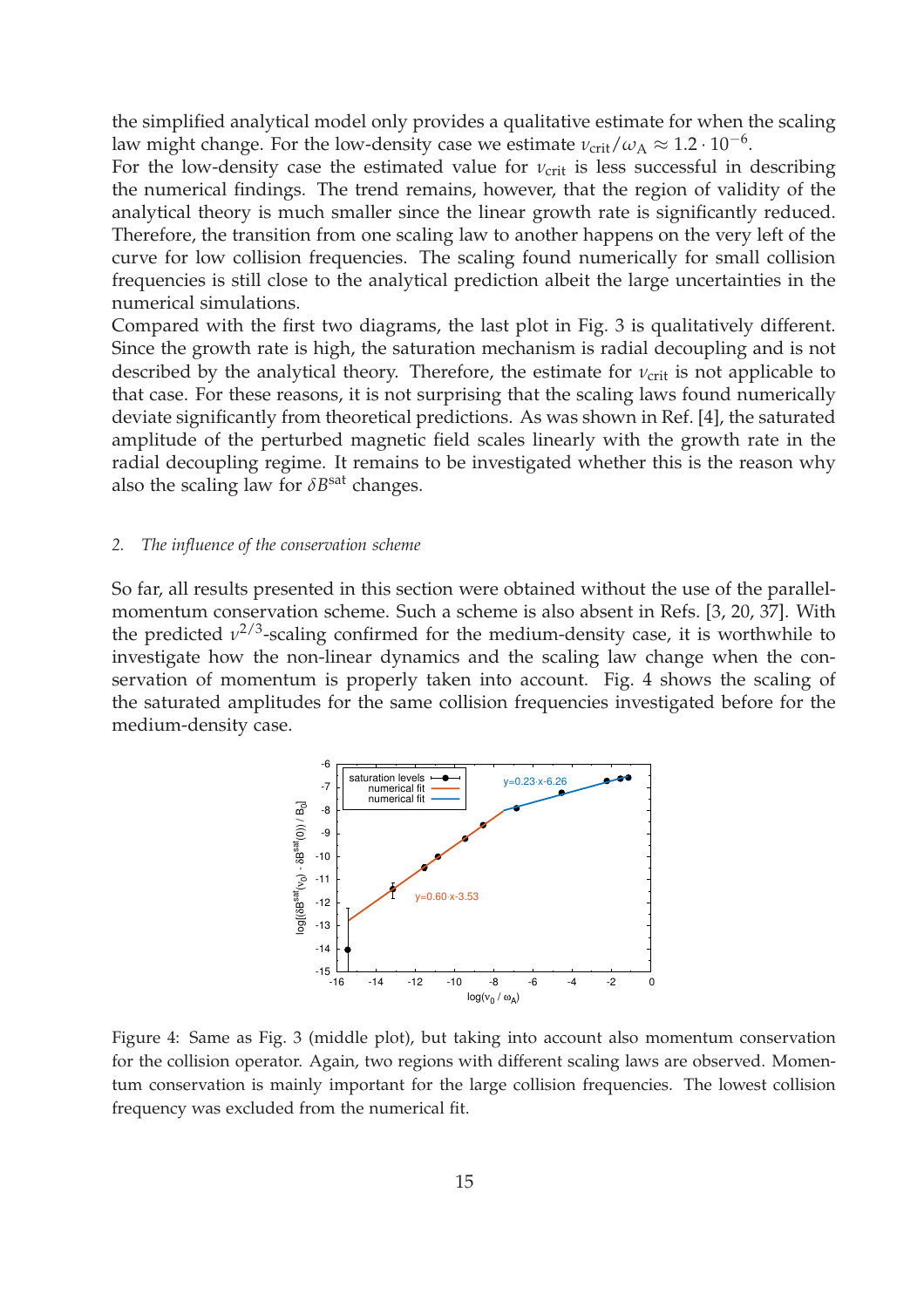the simplified analytical model only provides a qualitative estimate for when the scaling law might change. For the low-density case we estimate $\nu_{\rm crit}/\omega_{\rm A} \approx 1.2 \cdot 10^{-6}$.
For the low-density case the estimated value for $\nu_{\rm crit}$ is less successful in describing the numerical findings. The trend remains, however, that the region of validity of the analytical theory is much smaller since the linear growth rate is significantly reduced. Therefore, the transition from one scaling law to another happens on the very left of the curve for low collision frequencies. The scaling found numerically for small collision frequencies is still close to the analytical prediction albeit the large uncertainties in the numerical simulations.
Compared with the first two diagrams, the last plot in Fig. 3 is qualitatively different. Since the growth rate is high, the saturation mechanism is radial decoupling and is not described by the analytical theory. Therefore, the estimate for $\nu_{\rm crit}$ is not applicable to that case. For these reasons, it is not surprising that the scaling laws found numerically deviate significantly from theoretical predictions. As was shown in Ref. [4], the saturated amplitude of the perturbed magnetic field scales linearly with the growth rate in the radial decoupling regime. It remains to be investigated whether this is the reason why also the scaling law for $\delta B^{\rm sat}$ changes.

### 2. *The influence of the conservation scheme*

So far, all results presented in this section were obtained without the use of the parallel-momentum conservation scheme. Such a scheme is also absent in Refs. [3, 20, 37]. With the predicted $\nu^{2/3}$-scaling confirmed for the medium-density case, it is worthwhile to investigate how the non-linear dynamics and the scaling law change when the conservation of momentum is properly taken into account. Fig. 4 shows the scaling of the saturated amplitudes for the same collision frequencies investigated before for the medium-density case.

Figure 4: Same as Fig. 3 (middle plot), but taking into account also momentum conservation for the collision operator. Again, two regions with different scaling laws are observed. Momentum conservation is mainly important for the large collision frequencies. The lowest collision frequency was excluded from the numerical fit.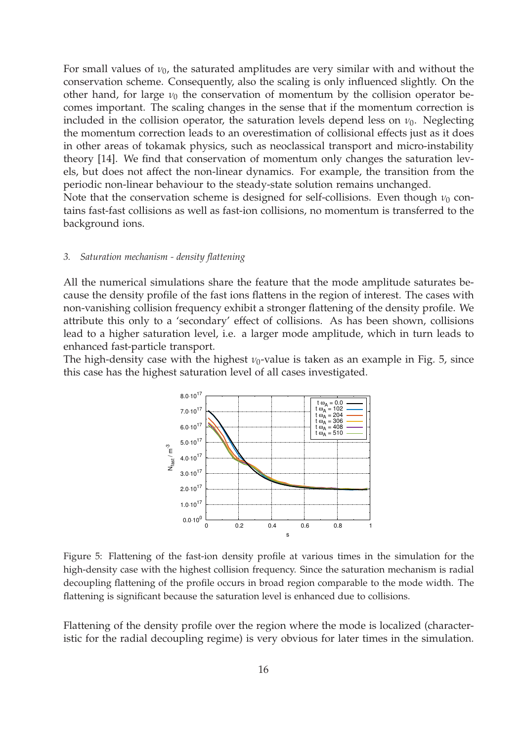For small values of $\nu_0$, the saturated amplitudes are very similar with and without the conservation scheme. Consequently, also the scaling is only influenced slightly. On the other hand, for large $\nu_0$ the conservation of momentum by the collision operator becomes important. The scaling changes in the sense that if the momentum correction is included in the collision operator, the saturation levels depend less on $\nu_0$. Neglecting the momentum correction leads to an overestimation of collisional effects just as it does in other areas of tokamak physics, such as neoclassical transport and micro-instability theory [14]. We find that conservation of momentum only changes the saturation levels, but does not affect the non-linear dynamics. For example, the transition from the periodic non-linear behaviour to the steady-state solution remains unchanged.
Note that the conservation scheme is designed for self-collisions. Even though $\nu_0$ contains fast-fast collisions as well as fast-ion collisions, no momentum is transferred to the background ions.

### *3. Saturation mechanism - density flattening*

All the numerical simulations share the feature that the mode amplitude saturates because the density profile of the fast ions flattens in the region of interest. The cases with non-vanishing collision frequency exhibit a stronger flattening of the density profile. We attribute this only to a 'secondary' effect of collisions. As has been shown, collisions lead to a higher saturation level, i.e. a larger mode amplitude, which in turn leads to enhanced fast-particle transport.
The high-density case with the highest $\nu_0$-value is taken as an example in Fig. 5, since this case has the highest saturation level of all cases investigated.

Figure 5: Flattening of the fast-ion density profile at various times in the simulation for the high-density case with the highest collision frequency. Since the saturation mechanism is radial decoupling flattening of the profile occurs in broad region comparable to the mode width. The flattening is significant because the saturation level is enhanced due to collisions.

Flattening of the density profile over the region where the mode is localized (characteristic for the radial decoupling regime) is very obvious for later times in the simulation.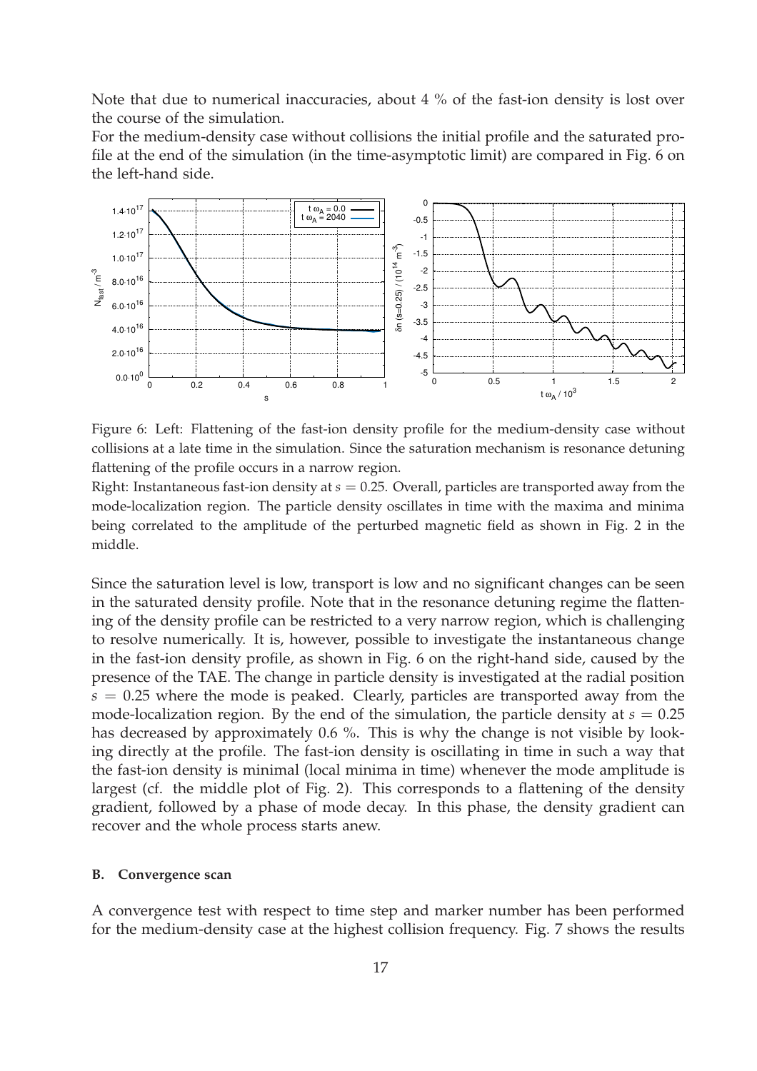Note that due to numerical inaccuracies, about 4 % of the fast-ion density is lost over the course of the simulation.

For the medium-density case without collisions the initial profile and the saturated profile at the end of the simulation (in the time-asymptotic limit) are compared in Fig. 6 on the left-hand side.

Figure 6: Left: Flattening of the fast-ion density profile for the medium-density case without collisions at a late time in the simulation. Since the saturation mechanism is resonance detuning flattening of the profile occurs in a narrow region.

Right: Instantaneous fast-ion density at $s = 0.25$. Overall, particles are transported away from the mode-localization region. The particle density oscillates in time with the maxima and minima being correlated to the amplitude of the perturbed magnetic field as shown in Fig. 2 in the middle.

Since the saturation level is low, transport is low and no significant changes can be seen in the saturated density profile. Note that in the resonance detuning regime the flattening of the density profile can be restricted to a very narrow region, which is challenging to resolve numerically. It is, however, possible to investigate the instantaneous change in the fast-ion density profile, as shown in Fig. 6 on the right-hand side, caused by the presence of the TAE. The change in particle density is investigated at the radial position $s = 0.25$ where the mode is peaked. Clearly, particles are transported away from the mode-localization region. By the end of the simulation, the particle density at $s = 0.25$ has decreased by approximately 0.6 %. This is why the change is not visible by looking directly at the profile. The fast-ion density is oscillating in time in such a way that the fast-ion density is minimal (local minima in time) whenever the mode amplitude is largest (cf. the middle plot of Fig. 2). This corresponds to a flattening of the density gradient, followed by a phase of mode decay. In this phase, the density gradient can recover and the whole process starts anew.

### B. Convergence scan

A convergence test with respect to time step and marker number has been performed for the medium-density case at the highest collision frequency. Fig. 7 shows the results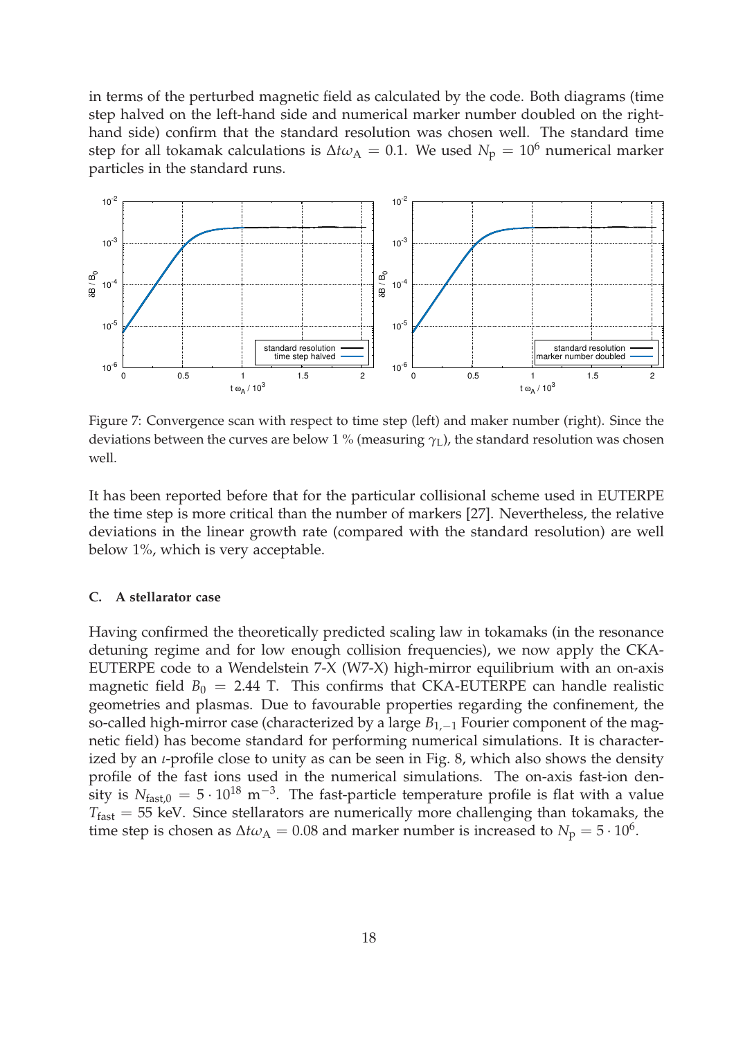in terms of the perturbed magnetic field as calculated by the code. Both diagrams (time step halved on the left-hand side and numerical marker number doubled on the right-hand side) confirm that the standard resolution was chosen well. The standard time step for all tokamak calculations is $\Delta t \omega_A = 0.1$. We used $N_p = 10^6$ numerical marker particles in the standard runs.

Figure 7: Convergence scan with respect to time step (left) and maker number (right). Since the deviations between the curves are below 1 % (measuring $\gamma_L$), the standard resolution was chosen well.

It has been reported before that for the particular collisional scheme used in EUTERPE the time step is more critical than the number of markers [27]. Nevertheless, the relative deviations in the linear growth rate (compared with the standard resolution) are well below 1%, which is very acceptable.

### C. A stellarator case

Having confirmed the theoretically predicted scaling law in tokamaks (in the resonance detuning regime and for low enough collision frequencies), we now apply the CKA-EUTERPE code to a Wendelstein 7-X (W7-X) high-mirror equilibrium with an on-axis magnetic field $B_0 = 2.44$ T. This confirms that CKA-EUTERPE can handle realistic geometries and plasmas. Due to favourable properties regarding the confinement, the so-called high-mirror case (characterized by a large $B_{1,-1}$ Fourier component of the magnetic field) has become standard for performing numerical simulations. It is characterized by an $\iota$-profile close to unity as can be seen in Fig. 8, which also shows the density profile of the fast ions used in the numerical simulations. The on-axis fast-ion density is $N_{\mathrm{fast},0} = 5 \cdot 10^{18}$ m$^{-3}$. The fast-particle temperature profile is flat with a value $T_{\mathrm{fast}} = 55$ keV. Since stellarators are numerically more challenging than tokamaks, the time step is chosen as $\Delta t \omega_A = 0.08$ and marker number is increased to $N_p = 5 \cdot 10^6$.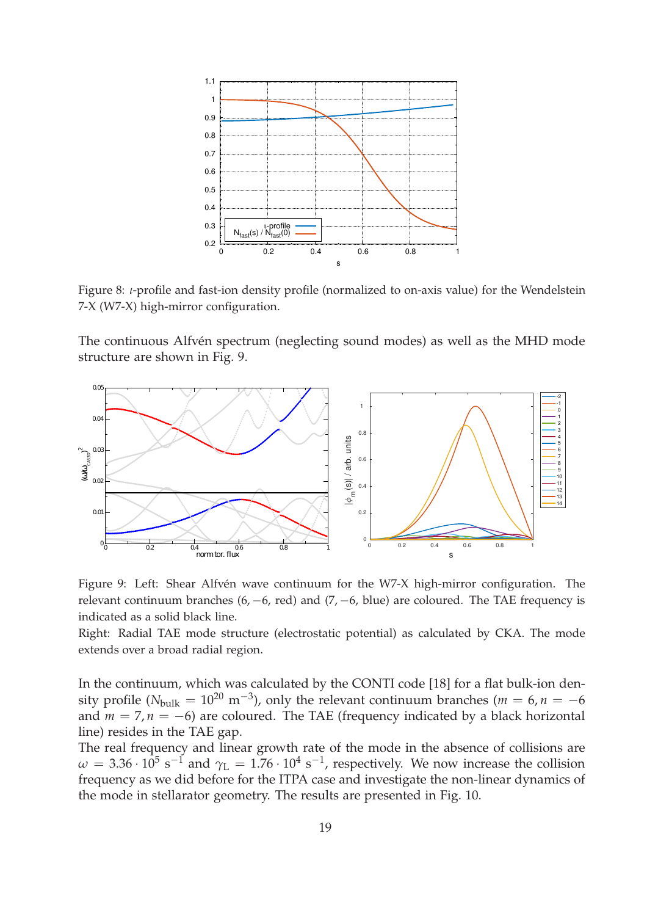Figure 8: $\iota$-profile and fast-ion density profile (normalized to on-axis value) for the Wendelstein 7-X (W7-X) high-mirror configuration.

The continuous Alfvén spectrum (neglecting sound modes) as well as the MHD mode structure are shown in Fig. 9.

Figure 9: Left: Shear Alfvén wave continuum for the W7-X high-mirror configuration. The relevant continuum branches $(6, -6$, red) and $(7, -6$, blue) are coloured. The TAE frequency is indicated as a solid black line.
Right: Radial TAE mode structure (electrostatic potential) as calculated by CKA. The mode extends over a broad radial region.

In the continuum, which was calculated by the CONTI code [18] for a flat bulk-ion density profile ($N_{\mathrm{bulk}} = 10^{20}\ \mathrm{m}^{-3}$), only the relevant continuum branches ($m = 6, n = -6$ and $m = 7, n = -6$) are coloured. The TAE (frequency indicated by a black horizontal line) resides in the TAE gap.
The real frequency and linear growth rate of the mode in the absence of collisions are $\omega = 3.36 \cdot 10^5\ \mathrm{s}^{-1}$ and $\gamma_{\mathrm{L}} = 1.76 \cdot 10^4\ \mathrm{s}^{-1}$, respectively. We now increase the collision frequency as we did before for the ITPA case and investigate the non-linear dynamics of the mode in stellarator geometry. The results are presented in Fig. 10.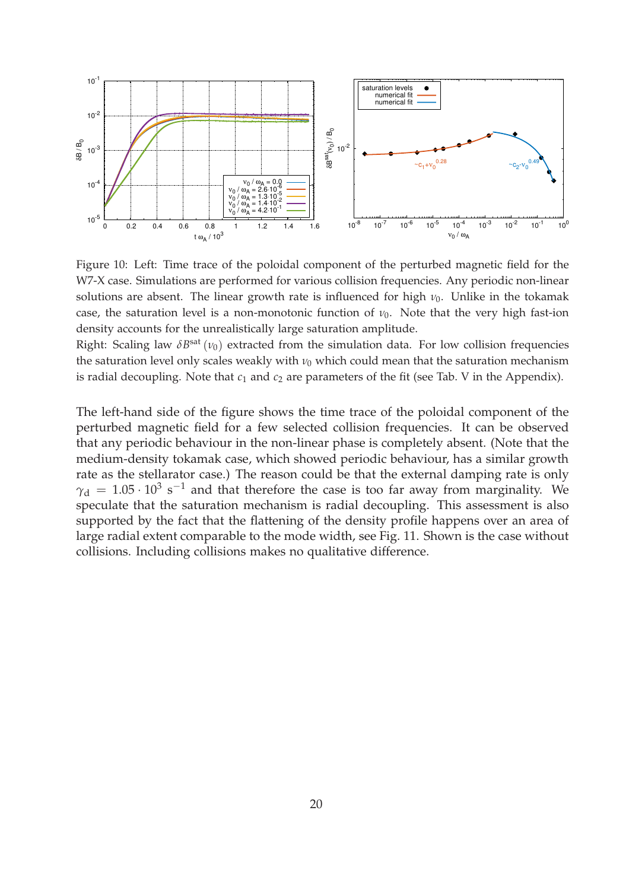Figure 10: Left: Time trace of the poloidal component of the perturbed magnetic field for the W7-X case. Simulations are performed for various collision frequencies. Any periodic non-linear solutions are absent. The linear growth rate is influenced for high $\nu_0$. Unlike in the tokamak case, the saturation level is a non-monotonic function of $\nu_0$. Note that the very high fast-ion density accounts for the unrealistically large saturation amplitude.
Right: Scaling law $\delta B^{\mathrm{sat}}(\nu_0)$ extracted from the simulation data. For low collision frequencies the saturation level only scales weakly with $\nu_0$ which could mean that the saturation mechanism is radial decoupling. Note that $c_1$ and $c_2$ are parameters of the fit (see Tab. V in the Appendix).

The left-hand side of the figure shows the time trace of the poloidal component of the perturbed magnetic field for a few selected collision frequencies. It can be observed that any periodic behaviour in the non-linear phase is completely absent. (Note that the medium-density tokamak case, which showed periodic behaviour, has a similar growth rate as the stellarator case.) The reason could be that the external damping rate is only $\gamma_{\mathrm{d}} = 1.05 \cdot 10^3\ \mathrm{s}^{-1}$ and that therefore the case is too far away from marginality. We speculate that the saturation mechanism is radial decoupling. This assessment is also supported by the fact that the flattening of the density profile happens over an area of large radial extent comparable to the mode width, see Fig. 11. Shown is the case without collisions. Including collisions makes no qualitative difference.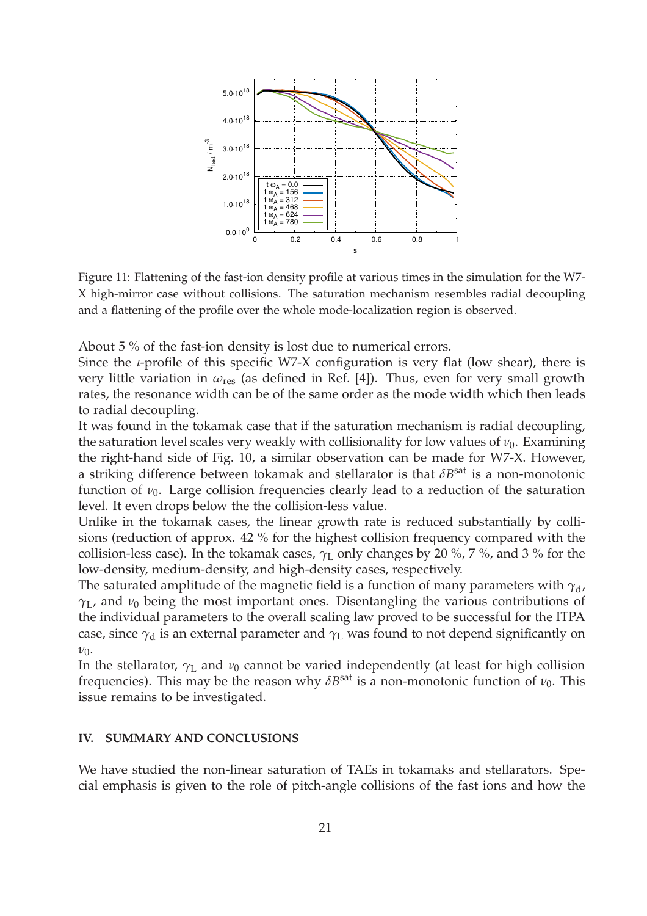Figure 11: Flattening of the fast-ion density profile at various times in the simulation for the W7-X high-mirror case without collisions. The saturation mechanism resembles radial decoupling and a flattening of the profile over the whole mode-localization region is observed.

About 5 % of the fast-ion density is lost due to numerical errors.

Since the $\iota$-profile of this specific W7-X configuration is very flat (low shear), there is very little variation in $\omega_{\mathrm{res}}$ (as defined in Ref. [4]). Thus, even for very small growth rates, the resonance width can be of the same order as the mode width which then leads to radial decoupling.

It was found in the tokamak case that if the saturation mechanism is radial decoupling, the saturation level scales very weakly with collisionality for low values of $\nu_0$. Examining the right-hand side of Fig. 10, a similar observation can be made for W7-X. However, a striking difference between tokamak and stellarator is that $\delta B^{\mathrm{sat}}$ is a non-monotonic function of $\nu_0$. Large collision frequencies clearly lead to a reduction of the saturation level. It even drops below the the collision-less value.

Unlike in the tokamak cases, the linear growth rate is reduced substantially by collisions (reduction of approx. 42 % for the highest collision frequency compared with the collision-less case). In the tokamak cases, $\gamma_{\mathrm{L}}$ only changes by 20 %, 7 %, and 3 % for the low-density, medium-density, and high-density cases, respectively.

The saturated amplitude of the magnetic field is a function of many parameters with $\gamma_{\mathrm{d}}$, $\gamma_{\mathrm{L}}$, and $\nu_0$ being the most important ones. Disentangling the various contributions of the individual parameters to the overall scaling law proved to be successful for the ITPA case, since $\gamma_{\mathrm{d}}$ is an external parameter and $\gamma_{\mathrm{L}}$ was found to not depend significantly on $\nu_0$.

In the stellarator, $\gamma_{\mathrm{L}}$ and $\nu_0$ cannot be varied independently (at least for high collision frequencies). This may be the reason why $\delta B^{\mathrm{sat}}$ is a non-monotonic function of $\nu_0$. This issue remains to be investigated.

## IV. SUMMARY AND CONCLUSIONS

We have studied the non-linear saturation of TAEs in tokamaks and stellarators. Special emphasis is given to the role of pitch-angle collisions of the fast ions and how the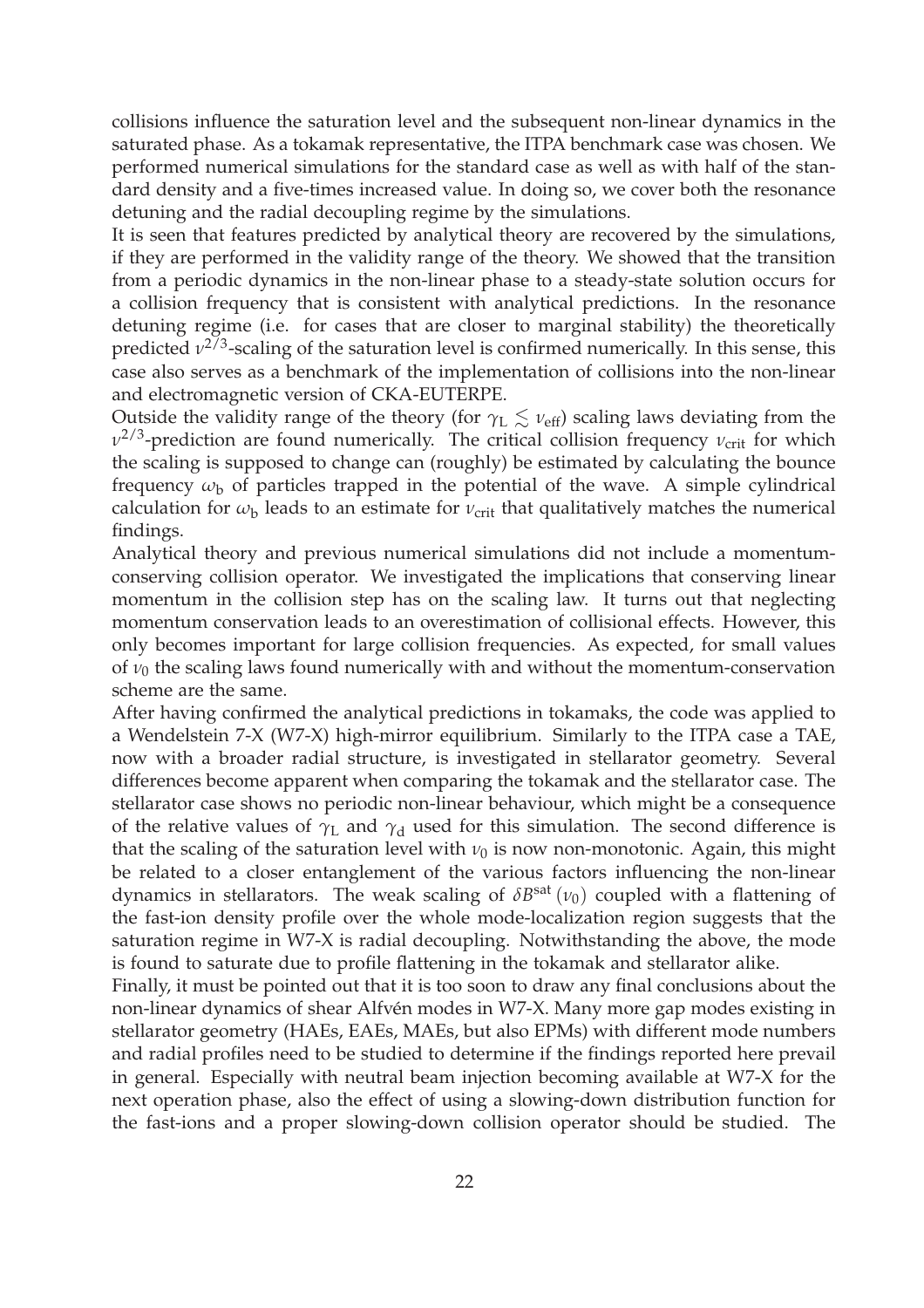collisions influence the saturation level and the subsequent non-linear dynamics in the saturated phase. As a tokamak representative, the ITPA benchmark case was chosen. We performed numerical simulations for the standard case as well as with half of the standard density and a five-times increased value. In doing so, we cover both the resonance detuning and the radial decoupling regime by the simulations.

It is seen that features predicted by analytical theory are recovered by the simulations, if they are performed in the validity range of the theory. We showed that the transition from a periodic dynamics in the non-linear phase to a steady-state solution occurs for a collision frequency that is consistent with analytical predictions. In the resonance detuning regime (i.e. for cases that are closer to marginal stability) the theoretically predicted $\nu^{2/3}$-scaling of the saturation level is confirmed numerically. In this sense, this case also serves as a benchmark of the implementation of collisions into the non-linear and electromagnetic version of CKA-EUTERPE.

Outside the validity range of the theory (for $\gamma_{\mathrm{L}} \lesssim \nu_{\mathrm{eff}}$) scaling laws deviating from the $\nu^{2/3}$-prediction are found numerically. The critical collision frequency $\nu_{\mathrm{crit}}$ for which the scaling is supposed to change can (roughly) be estimated by calculating the bounce frequency $\omega_{\mathrm{b}}$ of particles trapped in the potential of the wave. A simple cylindrical calculation for $\omega_{\mathrm{b}}$ leads to an estimate for $\nu_{\mathrm{crit}}$ that qualitatively matches the numerical findings.

Analytical theory and previous numerical simulations did not include a momentum-conserving collision operator. We investigated the implications that conserving linear momentum in the collision step has on the scaling law. It turns out that neglecting momentum conservation leads to an overestimation of collisional effects. However, this only becomes important for large collision frequencies. As expected, for small values of $\nu_0$ the scaling laws found numerically with and without the momentum-conservation scheme are the same.

After having confirmed the analytical predictions in tokamaks, the code was applied to a Wendelstein 7-X (W7-X) high-mirror equilibrium. Similarly to the ITPA case a TAE, now with a broader radial structure, is investigated in stellarator geometry. Several differences become apparent when comparing the tokamak and the stellarator case. The stellarator case shows no periodic non-linear behaviour, which might be a consequence of the relative values of $\gamma_{\mathrm{L}}$ and $\gamma_{\mathrm{d}}$ used for this simulation. The second difference is that the scaling of the saturation level with $\nu_0$ is now non-monotonic. Again, this might be related to a closer entanglement of the various factors influencing the non-linear dynamics in stellarators. The weak scaling of $\delta B^{\mathrm{sat}}(\nu_0)$ coupled with a flattening of the fast-ion density profile over the whole mode-localization region suggests that the saturation regime in W7-X is radial decoupling. Notwithstanding the above, the mode is found to saturate due to profile flattening in the tokamak and stellarator alike.

Finally, it must be pointed out that it is too soon to draw any final conclusions about the non-linear dynamics of shear Alfvén modes in W7-X. Many more gap modes existing in stellarator geometry (HAEs, EAEs, MAEs, but also EPMs) with different mode numbers and radial profiles need to be studied to determine if the findings reported here prevail in general. Especially with neutral beam injection becoming available at W7-X for the next operation phase, also the effect of using a slowing-down distribution function for the fast-ions and a proper slowing-down collision operator should be studied. The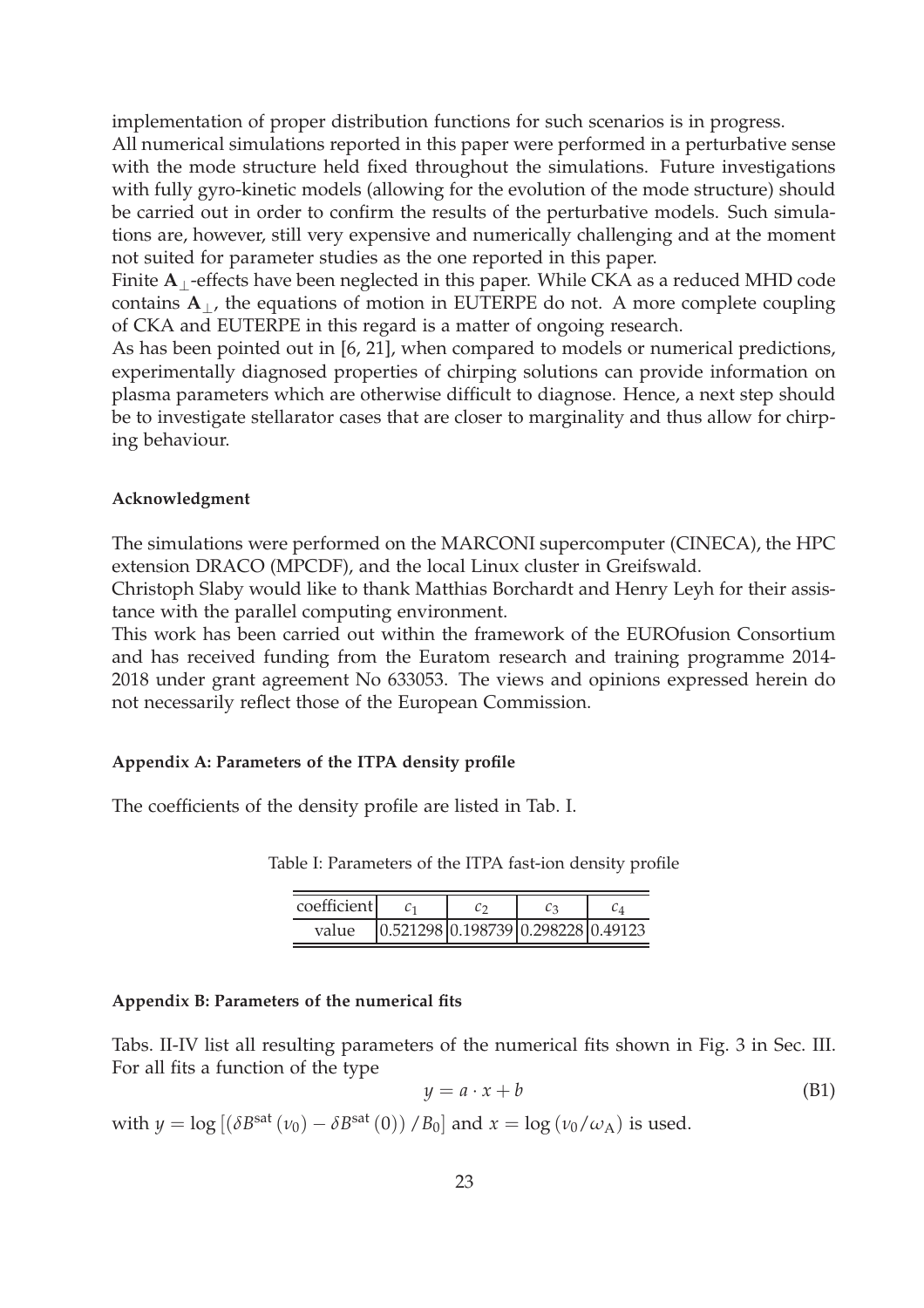implementation of proper distribution functions for such scenarios is in progress.

All numerical simulations reported in this paper were performed in a perturbative sense with the mode structure held fixed throughout the simulations. Future investigations with fully gyro-kinetic models (allowing for the evolution of the mode structure) should be carried out in order to confirm the results of the perturbative models. Such simulations are, however, still very expensive and numerically challenging and at the moment not suited for parameter studies as the one reported in this paper.

Finite $\mathbf{A}_\perp$-effects have been neglected in this paper. While CKA as a reduced MHD code contains $\mathbf{A}_\perp$, the equations of motion in EUTERPE do not. A more complete coupling of CKA and EUTERPE in this regard is a matter of ongoing research.

As has been pointed out in [6, 21], when compared to models or numerical predictions, experimentally diagnosed properties of chirping solutions can provide information on plasma parameters which are otherwise difficult to diagnose. Hence, a next step should be to investigate stellarator cases that are closer to marginality and thus allow for chirping behaviour.

#### Acknowledgment

The simulations were performed on the MARCONI supercomputer (CINECA), the HPC extension DRACO (MPCDF), and the local Linux cluster in Greifswald.

Christoph Slaby would like to thank Matthias Borchardt and Henry Leyh for their assistance with the parallel computing environment.

This work has been carried out within the framework of the EUROfusion Consortium and has received funding from the Euratom research and training programme 2014-2018 under grant agreement No 633053. The views and opinions expressed herein do not necessarily reflect those of the European Commission.

#### Appendix A: Parameters of the ITPA density profile

The coefficients of the density profile are listed in Tab. I.

Table I: Parameters of the ITPA fast-ion density profile

| coefficient | $c_1$ | $c_2$ | $c_3$ | $c_4$ |
|---|---|---|---|---|
| value | 0.521298 | 0.198739 | 0.298228 | 0.49123 |

#### Appendix B: Parameters of the numerical fits

Tabs. II-IV list all resulting parameters of the numerical fits shown in Fig. 3 in Sec. III. For all fits a function of the type

$$y = a \cdot x + b \tag{B1}$$

with $y = \log\left[\left(\delta B^{\mathrm{sat}}\left(\nu_0\right) - \delta B^{\mathrm{sat}}\left(0\right)\right)/B_0\right]$ and $x = \log\left(\nu_0/\omega_{\mathrm{A}}\right)$ is used.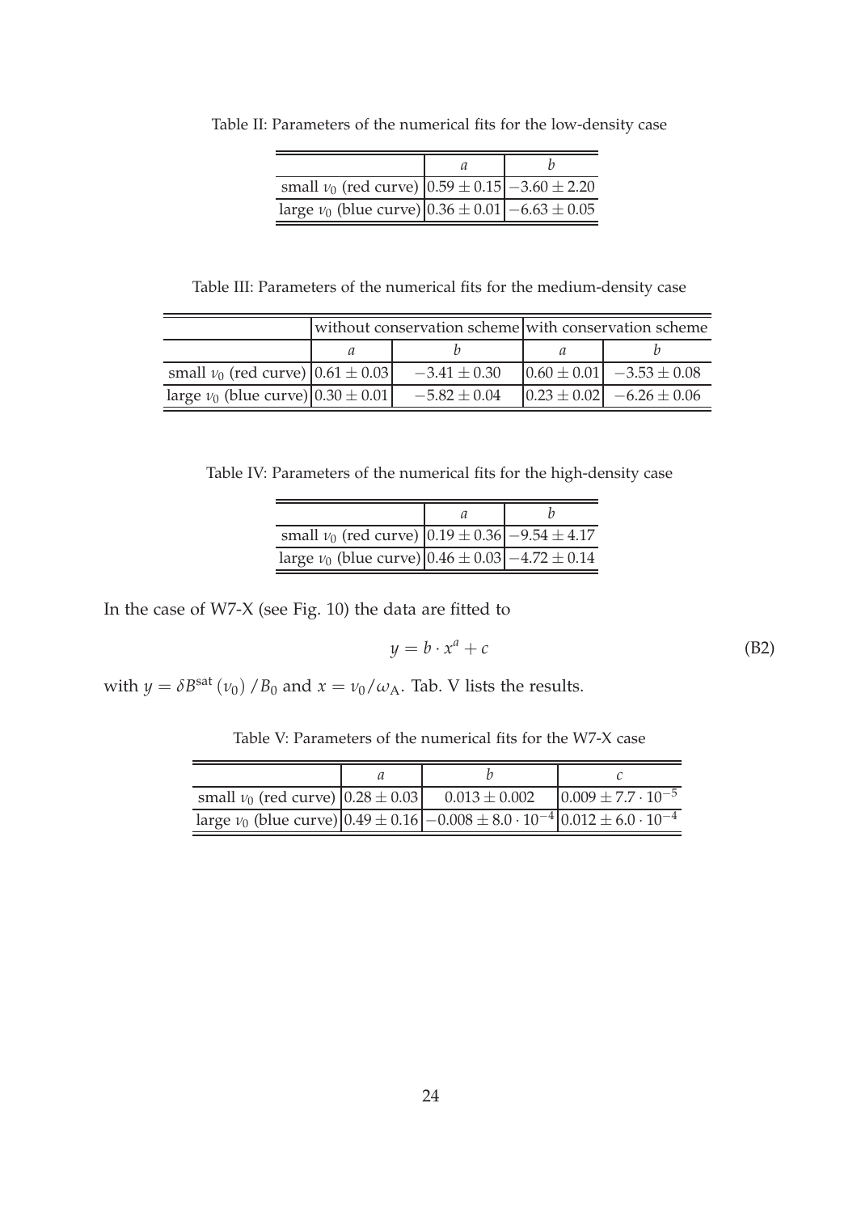Table II: Parameters of the numerical fits for the low-density case

| | $a$ | $b$ |
|---|---|---|
| small $\nu_0$ (red curve) | $0.59 \pm 0.15$ | $-3.60 \pm 2.20$ |
| large $\nu_0$ (blue curve) | $0.36 \pm 0.01$ | $-6.63 \pm 0.05$ |

Table III: Parameters of the numerical fits for the medium-density case

| | without conservation scheme | | with conservation scheme | |
|---|---|---|---|---|
| | $a$ | $b$ | $a$ | $b$ |
| small $\nu_0$ (red curve) | $0.61 \pm 0.03$ | $-3.41 \pm 0.30$ | $0.60 \pm 0.01$ | $-3.53 \pm 0.08$ |
| large $\nu_0$ (blue curve) | $0.30 \pm 0.01$ | $-5.82 \pm 0.04$ | $0.23 \pm 0.02$ | $-6.26 \pm 0.06$ |

Table IV: Parameters of the numerical fits for the high-density case

| | $a$ | $b$ |
|---|---|---|
| small $\nu_0$ (red curve) | $0.19 \pm 0.36$ | $-9.54 \pm 4.17$ |
| large $\nu_0$ (blue curve) | $0.46 \pm 0.03$ | $-4.72 \pm 0.14$ |

In the case of W7-X (see Fig. 10) the data are fitted to

$$y = b \cdot x^a + c \tag{B2}$$

with $y = \delta B^{\text{sat}}(\nu_0)/B_0$ and $x = \nu_0/\omega_{\text{A}}$. Tab. V lists the results.

Table V: Parameters of the numerical fits for the W7-X case

| | $a$ | $b$ | $c$ |
|---|---|---|---|
| small $\nu_0$ (red curve) | $0.28 \pm 0.03$ | $0.013 \pm 0.002$ | $0.009 \pm 7.7 \cdot 10^{-5}$ |
| large $\nu_0$ (blue curve) | $0.49 \pm 0.16$ | $-0.008 \pm 8.0 \cdot 10^{-4}$ | $0.012 \pm 6.0 \cdot 10^{-4}$ |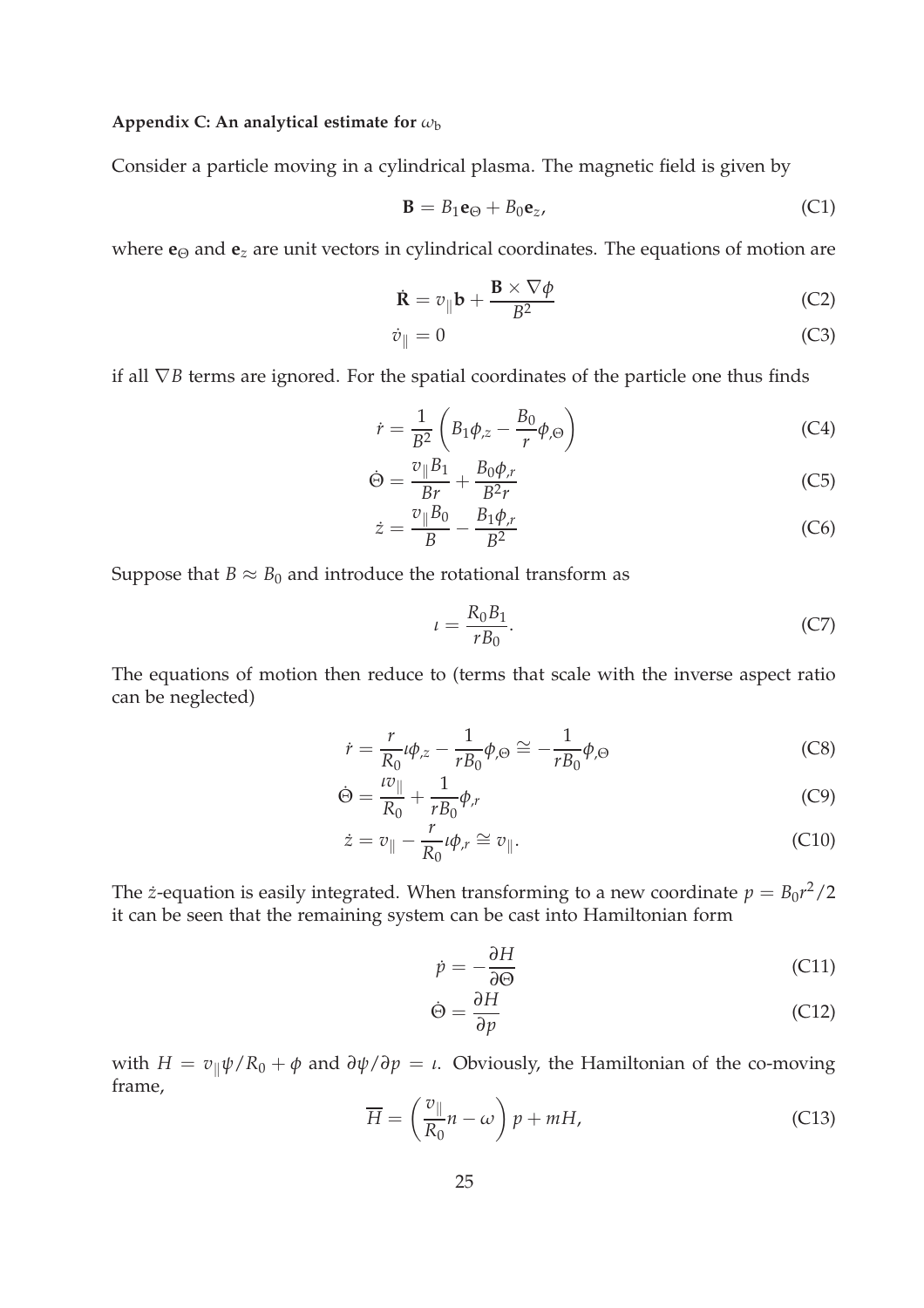**Appendix C: An analytical estimate for $\omega_\mathrm{b}$**

Consider a particle moving in a cylindrical plasma. The magnetic field is given by

$$\mathbf{B} = B_1 \mathbf{e}_\Theta + B_0 \mathbf{e}_z, \tag{C1}$$

where $\mathbf{e}_\Theta$ and $\mathbf{e}_z$ are unit vectors in cylindrical coordinates. The equations of motion are

$$\dot{\mathbf{R}} = v_\| \mathbf{b} + \frac{\mathbf{B} \times \nabla \phi}{B^2} \tag{C2}$$

$$\dot{v}_\| = 0 \tag{C3}$$

if all $\nabla B$ terms are ignored. For the spatial coordinates of the particle one thus finds

$$\dot{r} = \frac{1}{B^2}\left( B_1 \phi_{,z} - \frac{B_0}{r}\phi_{,\Theta} \right) \tag{C4}$$

$$\dot{\Theta} = \frac{v_\| B_1}{Br} + \frac{B_0 \phi_{,r}}{B^2 r} \tag{C5}$$

$$\dot{z} = \frac{v_\| B_0}{B} - \frac{B_1 \phi_{,r}}{B^2} \tag{C6}$$

Suppose that $B \approx B_0$ and introduce the rotational transform as

$$\iota = \frac{R_0 B_1}{r B_0}. \tag{C7}$$

The equations of motion then reduce to (terms that scale with the inverse aspect ratio can be neglected)

$$\dot{r} = \frac{r}{R_0}\iota \phi_{,z} - \frac{1}{rB_0}\phi_{,\Theta} \cong -\frac{1}{rB_0}\phi_{,\Theta} \tag{C8}$$

$$\dot{\Theta} = \frac{\iota v_\|}{R_0} + \frac{1}{rB_0}\phi_{,r} \tag{C9}$$

$$\dot{z} = v_\| - \frac{r}{R_0}\iota \phi_{,r} \cong v_\|. \tag{C10}$$

The $\dot{z}$-equation is easily integrated. When transforming to a new coordinate $p = B_0 r^2/2$ it can be seen that the remaining system can be cast into Hamiltonian form

$$\dot{p} = -\frac{\partial H}{\partial \Theta} \tag{C11}$$

$$\dot{\Theta} = \frac{\partial H}{\partial p} \tag{C12}$$

with $H = v_\| \psi / R_0 + \phi$ and $\partial \psi / \partial p = \iota$. Obviously, the Hamiltonian of the co-moving frame,

$$\overline{H} = \left( \frac{v_\|}{R_0} n - \omega \right) p + mH, \tag{C13}$$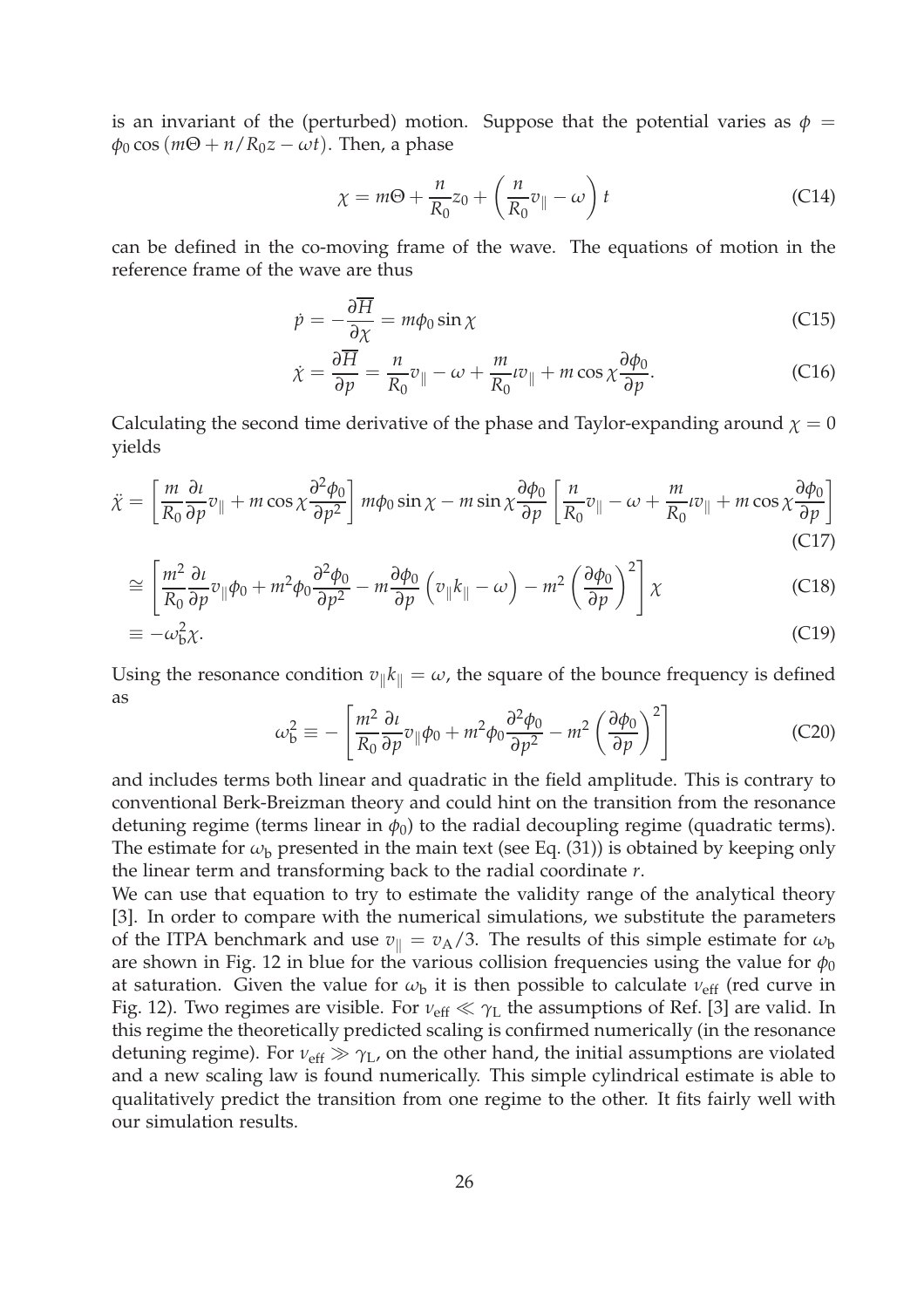is an invariant of the (perturbed) motion. Suppose that the potential varies as $\phi = \phi_0 \cos(m\Theta + n/R_0 z - \omega t)$. Then, a phase

$$\chi = m\Theta + \frac{n}{R_0} z_0 + \left(\frac{n}{R_0} v_\parallel - \omega\right) t \tag{C14}$$

can be defined in the co-moving frame of the wave. The equations of motion in the reference frame of the wave are thus

$$\dot{p} = -\frac{\partial \overline{H}}{\partial \chi} = m\phi_0 \sin\chi \tag{C15}$$

$$\dot{\chi} = \frac{\partial \overline{H}}{\partial p} = \frac{n}{R_0} v_\parallel - \omega + \frac{m}{R_0} \iota v_\parallel + m \cos\chi \frac{\partial \phi_0}{\partial p}. \tag{C16}$$

Calculating the second time derivative of the phase and Taylor-expanding around $\chi = 0$ yields

$$\ddot{\chi} = \left[\frac{m}{R_0}\frac{\partial \iota}{\partial p} v_\parallel + m\cos\chi \frac{\partial^2 \phi_0}{\partial p^2}\right] m\phi_0 \sin\chi - m \sin\chi \frac{\partial \phi_0}{\partial p}\left[\frac{n}{R_0} v_\parallel - \omega + \frac{m}{R_0}\iota v_\parallel + m\cos\chi \frac{\partial \phi_0}{\partial p}\right] \tag{C17}$$

$$\cong \left[\frac{m^2}{R_0}\frac{\partial \iota}{\partial p} v_\parallel \phi_0 + m^2 \phi_0 \frac{\partial^2 \phi_0}{\partial p^2} - m\frac{\partial \phi_0}{\partial p}\left(v_\parallel k_\parallel - \omega\right) - m^2\left(\frac{\partial \phi_0}{\partial p}\right)^2\right]\chi \tag{C18}$$

$$\equiv -\omega_b^2 \chi. \tag{C19}$$

Using the resonance condition $v_\parallel k_\parallel = \omega$, the square of the bounce frequency is defined as

$$\omega_b^2 \equiv -\left[\frac{m^2}{R_0}\frac{\partial \iota}{\partial p} v_\parallel \phi_0 + m^2 \phi_0 \frac{\partial^2 \phi_0}{\partial p^2} - m^2\left(\frac{\partial \phi_0}{\partial p}\right)^2\right] \tag{C20}$$

and includes terms both linear and quadratic in the field amplitude. This is contrary to conventional Berk-Breizman theory and could hint on the transition from the resonance detuning regime (terms linear in $\phi_0$) to the radial decoupling regime (quadratic terms). The estimate for $\omega_b$ presented in the main text (see Eq. (31)) is obtained by keeping only the linear term and transforming back to the radial coordinate $r$.

We can use that equation to try to estimate the validity range of the analytical theory [3]. In order to compare with the numerical simulations, we substitute the parameters of the ITPA benchmark and use $v_\parallel = v_A/3$. The results of this simple estimate for $\omega_b$ are shown in Fig. 12 in blue for the various collision frequencies using the value for $\phi_0$ at saturation. Given the value for $\omega_b$ it is then possible to calculate $\nu_{\text{eff}}$ (red curve in Fig. 12). Two regimes are visible. For $\nu_{\text{eff}} \ll \gamma_L$ the assumptions of Ref. [3] are valid. In this regime the theoretically predicted scaling is confirmed numerically (in the resonance detuning regime). For $\nu_{\text{eff}} \gg \gamma_L$, on the other hand, the initial assumptions are violated and a new scaling law is found numerically. This simple cylindrical estimate is able to qualitatively predict the transition from one regime to the other. It fits fairly well with our simulation results.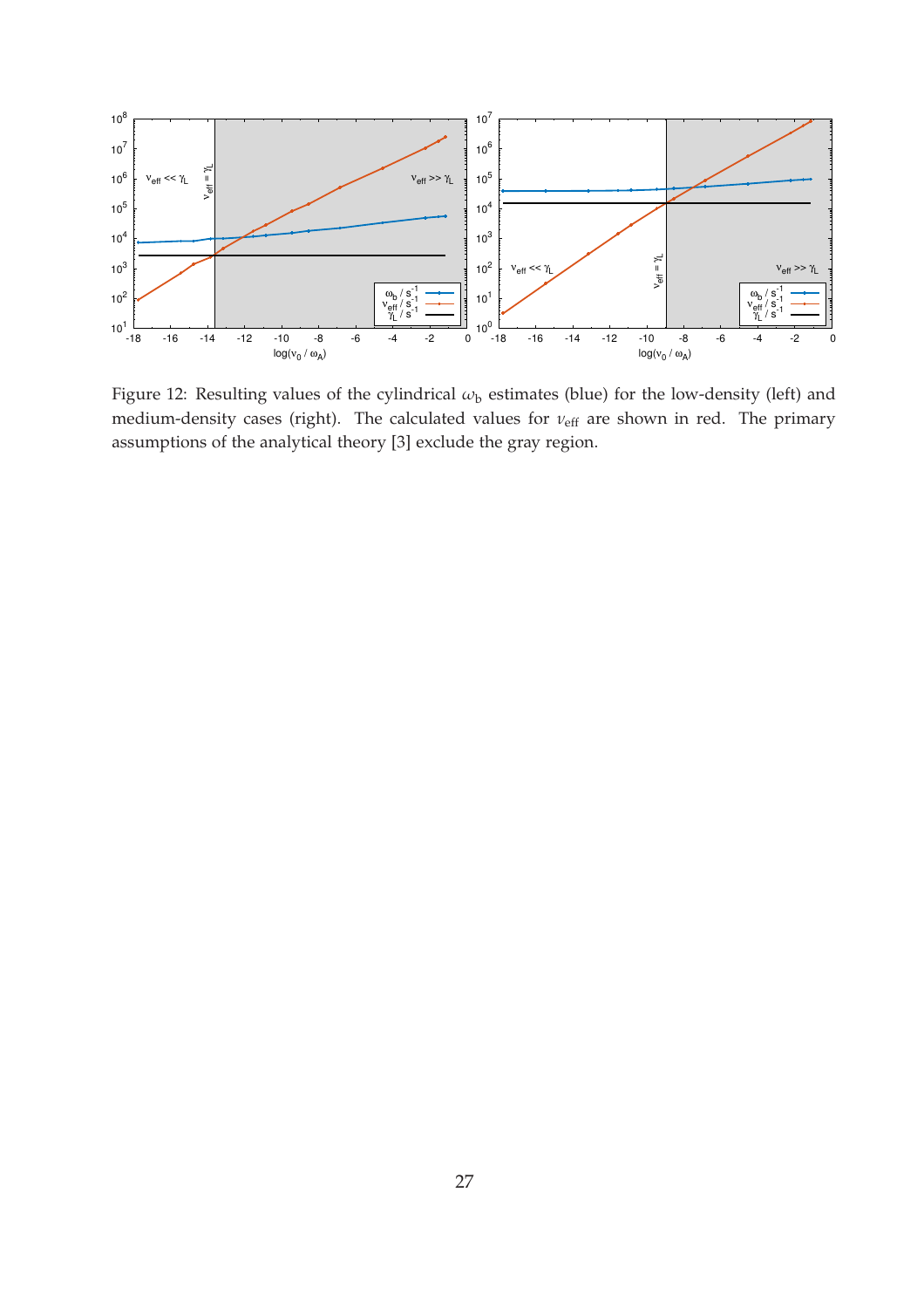Figure 12: Resulting values of the cylindrical $\omega_b$ estimates (blue) for the low-density (left) and medium-density cases (right). The calculated values for $\nu_{eff}$ are shown in red. The primary assumptions of the analytical theory [3] exclude the gray region.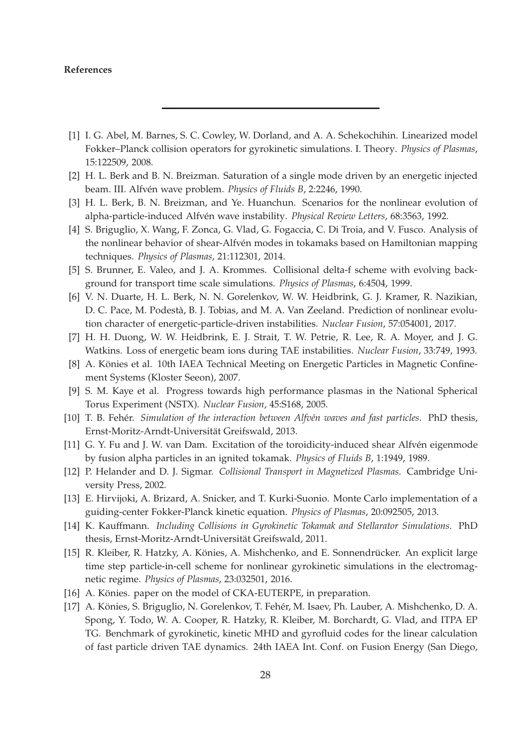**References**

---

[1] I. G. Abel, M. Barnes, S. C. Cowley, W. Dorland, and A. A. Schekochihin. Linearized model Fokker–Planck collision operators for gyrokinetic simulations. I. Theory. *Physics of Plasmas*, 15:122509, 2008.

[2] H. L. Berk and B. N. Breizman. Saturation of a single mode driven by an energetic injected beam. III. Alfvén wave problem. *Physics of Fluids B*, 2:2246, 1990.

[3] H. L. Berk, B. N. Breizman, and Ye. Huanchun. Scenarios for the nonlinear evolution of alpha-particle-induced Alfvén wave instability. *Physical Review Letters*, 68:3563, 1992.

[4] S. Briguglio, X. Wang, F. Zonca, G. Vlad, G. Fogaccia, C. Di Troia, and V. Fusco. Analysis of the nonlinear behavior of shear-Alfvén modes in tokamaks based on Hamiltonian mapping techniques. *Physics of Plasmas*, 21:112301, 2014.

[5] S. Brunner, E. Valeo, and J. A. Krommes. Collisional delta-f scheme with evolving background for transport time scale simulations. *Physics of Plasmas*, 6:4504, 1999.

[6] V. N. Duarte, H. L. Berk, N. N. Gorelenkov, W. W. Heidbrink, G. J. Kramer, R. Nazikian, D. C. Pace, M. Podestà, B. J. Tobias, and M. A. Van Zeeland. Prediction of nonlinear evolution character of energetic-particle-driven instabilities. *Nuclear Fusion*, 57:054001, 2017.

[7] H. H. Duong, W. W. Heidbrink, E. J. Strait, T. W. Petrie, R. Lee, R. A. Moyer, and J. G. Watkins. Loss of energetic beam ions during TAE instabilities. *Nuclear Fusion*, 33:749, 1993.

[8] A. Könies et al. 10th IAEA Technical Meeting on Energetic Particles in Magnetic Confinement Systems (Kloster Seeon), 2007.

[9] S. M. Kaye et al. Progress towards high performance plasmas in the National Spherical Torus Experiment (NSTX). *Nuclear Fusion*, 45:S168, 2005.

[10] T. B. Fehér. *Simulation of the interaction between Alfvén waves and fast particles*. PhD thesis, Ernst-Moritz-Arndt-Universität Greifswald, 2013.

[11] G. Y. Fu and J. W. van Dam. Excitation of the toroidicity-induced shear Alfvén eigenmode by fusion alpha particles in an ignited tokamak. *Physics of Fluids B*, 1:1949, 1989.

[12] P. Helander and D. J. Sigmar. *Collisional Transport in Magnetized Plasmas*. Cambridge University Press, 2002.

[13] E. Hirvijoki, A. Brizard, A. Snicker, and T. Kurki-Suonio. Monte Carlo implementation of a guiding-center Fokker-Planck kinetic equation. *Physics of Plasmas*, 20:092505, 2013.

[14] K. Kauffmann. *Including Collisions in Gyrokinetic Tokamak and Stellarator Simulations*. PhD thesis, Ernst-Moritz-Arndt-Universität Greifswald, 2011.

[15] R. Kleiber, R. Hatzky, A. Könies, A. Mishchenko, and E. Sonnendrücker. An explicit large time step particle-in-cell scheme for nonlinear gyrokinetic simulations in the electromagnetic regime. *Physics of Plasmas*, 23:032501, 2016.

[16] A. Könies. paper on the model of CKA-EUTERPE, in preparation.

[17] A. Könies, S. Briguglio, N. Gorelenkov, T. Fehér, M. Isaev, Ph. Lauber, A. Mishchenko, D. A. Spong, Y. Todo, W. A. Cooper, R. Hatzky, R. Kleiber, M. Borchardt, G. Vlad, and ITPA EP TG. Benchmark of gyrokinetic, kinetic MHD and gyrofluid codes for the linear calculation of fast particle driven TAE dynamics. 24th IAEA Int. Conf. on Fusion Energy (San Diego,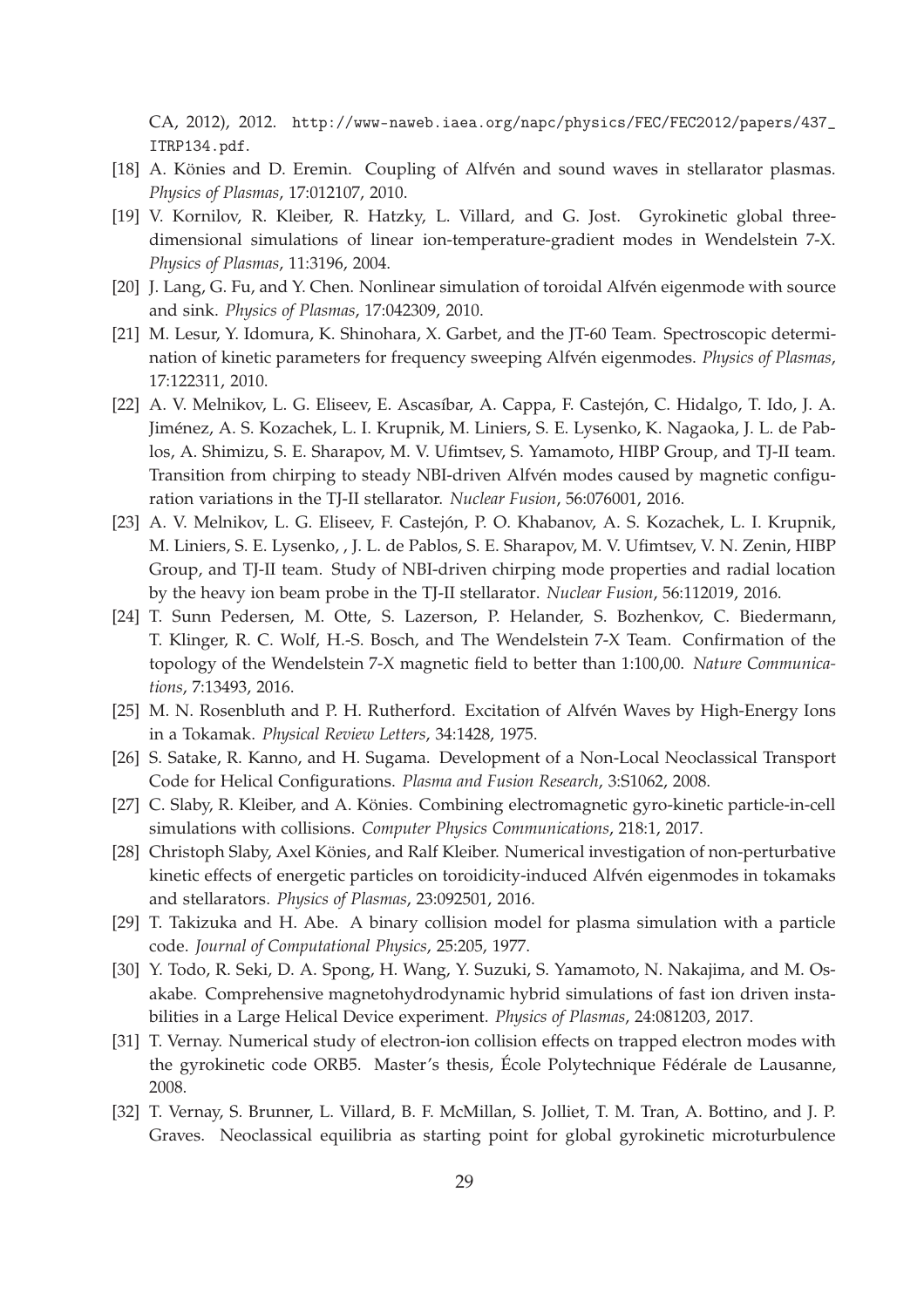CA, 2012), 2012. http://www-naweb.iaea.org/napc/physics/FEC/FEC2012/papers/437_ITRP134.pdf.

[18] A. Könies and D. Eremin. Coupling of Alfvén and sound waves in stellarator plasmas. *Physics of Plasmas*, 17:012107, 2010.

[19] V. Kornilov, R. Kleiber, R. Hatzky, L. Villard, and G. Jost. Gyrokinetic global three-dimensional simulations of linear ion-temperature-gradient modes in Wendelstein 7-X. *Physics of Plasmas*, 11:3196, 2004.

[20] J. Lang, G. Fu, and Y. Chen. Nonlinear simulation of toroidal Alfvén eigenmode with source and sink. *Physics of Plasmas*, 17:042309, 2010.

[21] M. Lesur, Y. Idomura, K. Shinohara, X. Garbet, and the JT-60 Team. Spectroscopic determination of kinetic parameters for frequency sweeping Alfvén eigenmodes. *Physics of Plasmas*, 17:122311, 2010.

[22] A. V. Melnikov, L. G. Eliseev, E. Ascasíbar, A. Cappa, F. Castejón, C. Hidalgo, T. Ido, J. A. Jiménez, A. S. Kozachek, L. I. Krupnik, M. Liniers, S. E. Lysenko, K. Nagaoka, J. L. de Pablos, A. Shimizu, S. E. Sharapov, M. V. Ufimtsev, S. Yamamoto, HIBP Group, and TJ-II team. Transition from chirping to steady NBI-driven Alfvén modes caused by magnetic configuration variations in the TJ-II stellarator. *Nuclear Fusion*, 56:076001, 2016.

[23] A. V. Melnikov, L. G. Eliseev, F. Castejón, P. O. Khabanov, A. S. Kozachek, L. I. Krupnik, M. Liniers, S. E. Lysenko, , J. L. de Pablos, S. E. Sharapov, M. V. Ufimtsev, V. N. Zenin, HIBP Group, and TJ-II team. Study of NBI-driven chirping mode properties and radial location by the heavy ion beam probe in the TJ-II stellarator. *Nuclear Fusion*, 56:112019, 2016.

[24] T. Sunn Pedersen, M. Otte, S. Lazerson, P. Helander, S. Bozhenkov, C. Biedermann, T. Klinger, R. C. Wolf, H.-S. Bosch, and The Wendelstein 7-X Team. Confirmation of the topology of the Wendelstein 7-X magnetic field to better than 1:100,00. *Nature Communications*, 7:13493, 2016.

[25] M. N. Rosenbluth and P. H. Rutherford. Excitation of Alfvén Waves by High-Energy Ions in a Tokamak. *Physical Review Letters*, 34:1428, 1975.

[26] S. Satake, R. Kanno, and H. Sugama. Development of a Non-Local Neoclassical Transport Code for Helical Configurations. *Plasma and Fusion Research*, 3:S1062, 2008.

[27] C. Slaby, R. Kleiber, and A. Könies. Combining electromagnetic gyro-kinetic particle-in-cell simulations with collisions. *Computer Physics Communications*, 218:1, 2017.

[28] Christoph Slaby, Axel Könies, and Ralf Kleiber. Numerical investigation of non-perturbative kinetic effects of energetic particles on toroidicity-induced Alfvén eigenmodes in tokamaks and stellarators. *Physics of Plasmas*, 23:092501, 2016.

[29] T. Takizuka and H. Abe. A binary collision model for plasma simulation with a particle code. *Journal of Computational Physics*, 25:205, 1977.

[30] Y. Todo, R. Seki, D. A. Spong, H. Wang, Y. Suzuki, S. Yamamoto, N. Nakajima, and M. Osakabe. Comprehensive magnetohydrodynamic hybrid simulations of fast ion driven instabilities in a Large Helical Device experiment. *Physics of Plasmas*, 24:081203, 2017.

[31] T. Vernay. Numerical study of electron-ion collision effects on trapped electron modes with the gyrokinetic code ORB5. Master's thesis, École Polytechnique Fédérale de Lausanne, 2008.

[32] T. Vernay, S. Brunner, L. Villard, B. F. McMillan, S. Jolliet, T. M. Tran, A. Bottino, and J. P. Graves. Neoclassical equilibria as starting point for global gyrokinetic microturbulence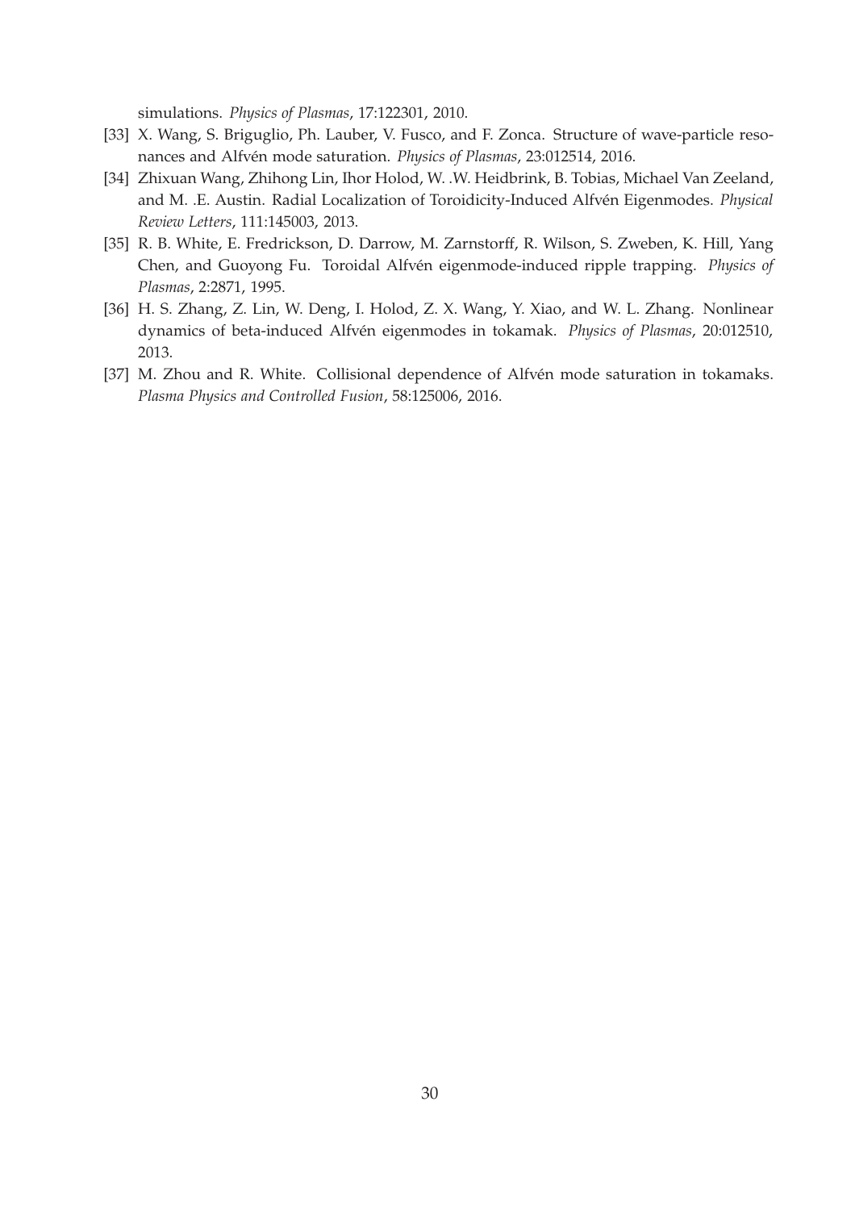simulations. *Physics of Plasmas*, 17:122301, 2010.

[33] X. Wang, S. Briguglio, Ph. Lauber, V. Fusco, and F. Zonca. Structure of wave-particle resonances and Alfvén mode saturation. *Physics of Plasmas*, 23:012514, 2016.

[34] Zhixuan Wang, Zhihong Lin, Ihor Holod, W. .W. Heidbrink, B. Tobias, Michael Van Zeeland, and M. .E. Austin. Radial Localization of Toroidicity-Induced Alfvén Eigenmodes. *Physical Review Letters*, 111:145003, 2013.

[35] R. B. White, E. Fredrickson, D. Darrow, M. Zarnstorff, R. Wilson, S. Zweben, K. Hill, Yang Chen, and Guoyong Fu. Toroidal Alfvén eigenmode-induced ripple trapping. *Physics of Plasmas*, 2:2871, 1995.

[36] H. S. Zhang, Z. Lin, W. Deng, I. Holod, Z. X. Wang, Y. Xiao, and W. L. Zhang. Nonlinear dynamics of beta-induced Alfvén eigenmodes in tokamak. *Physics of Plasmas*, 20:012510, 2013.

[37] M. Zhou and R. White. Collisional dependence of Alfvén mode saturation in tokamaks. *Plasma Physics and Controlled Fusion*, 58:125006, 2016.